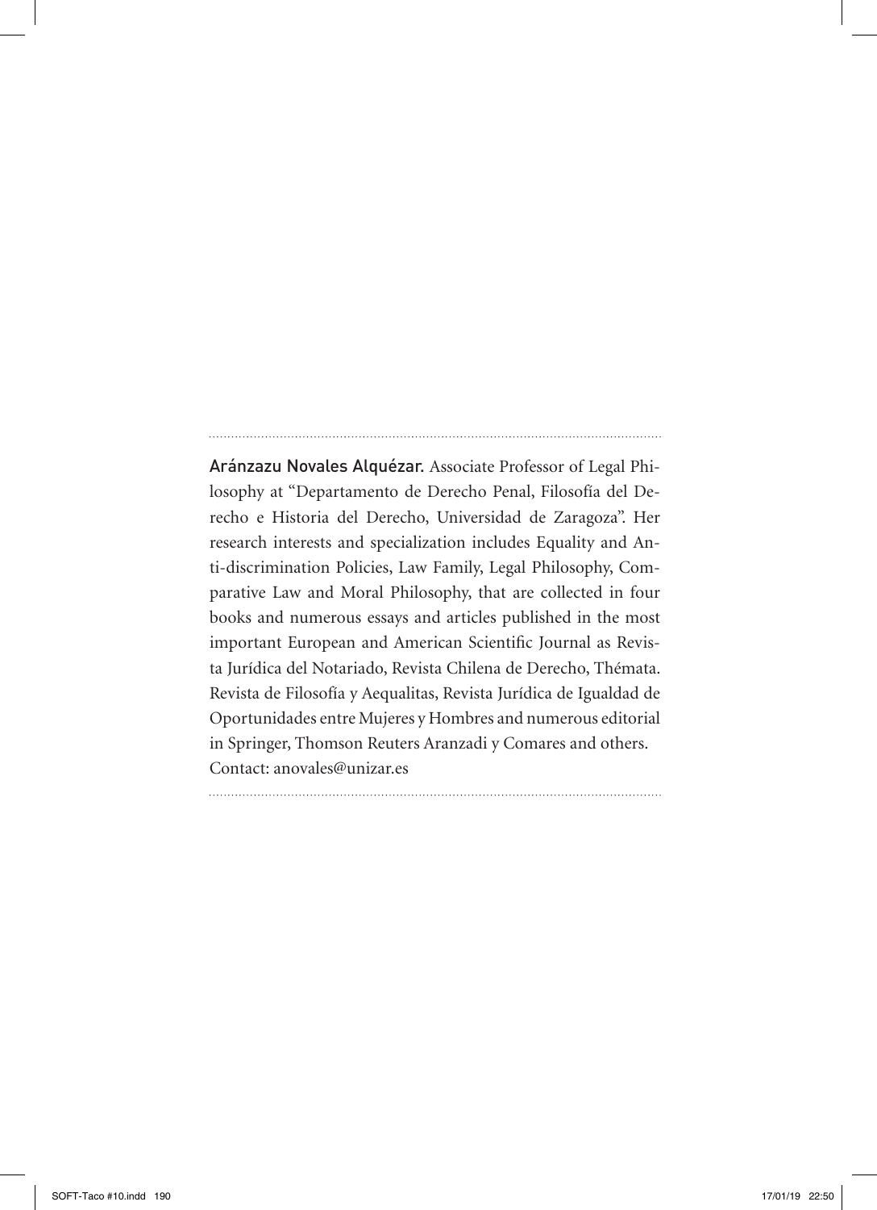**Aránzazu Novales Alquézar.** Associate Professor of Legal Philosophy at "Departamento de Derecho Penal, Filosofía del Derecho e Historia del Derecho, Universidad de Zaragoza". Her research interests and specialization includes Equality and Anti-discrimination Policies, Law Family, Legal Philosophy, Comparative Law and Moral Philosophy, that are collected in four books and numerous essays and articles published in the most important European and American Scientific Journal as Revista Jurídica del Notariado, Revista Chilena de Derecho, Thémata. Revista de Filosofía y Aequalitas, Revista Jurídica de Igualdad de Oportunidades entre Mujeres y Hombres and numerous editorial in Springer, Thomson Reuters Aranzadi y Comares and others.
Contact: anovales@unizar.es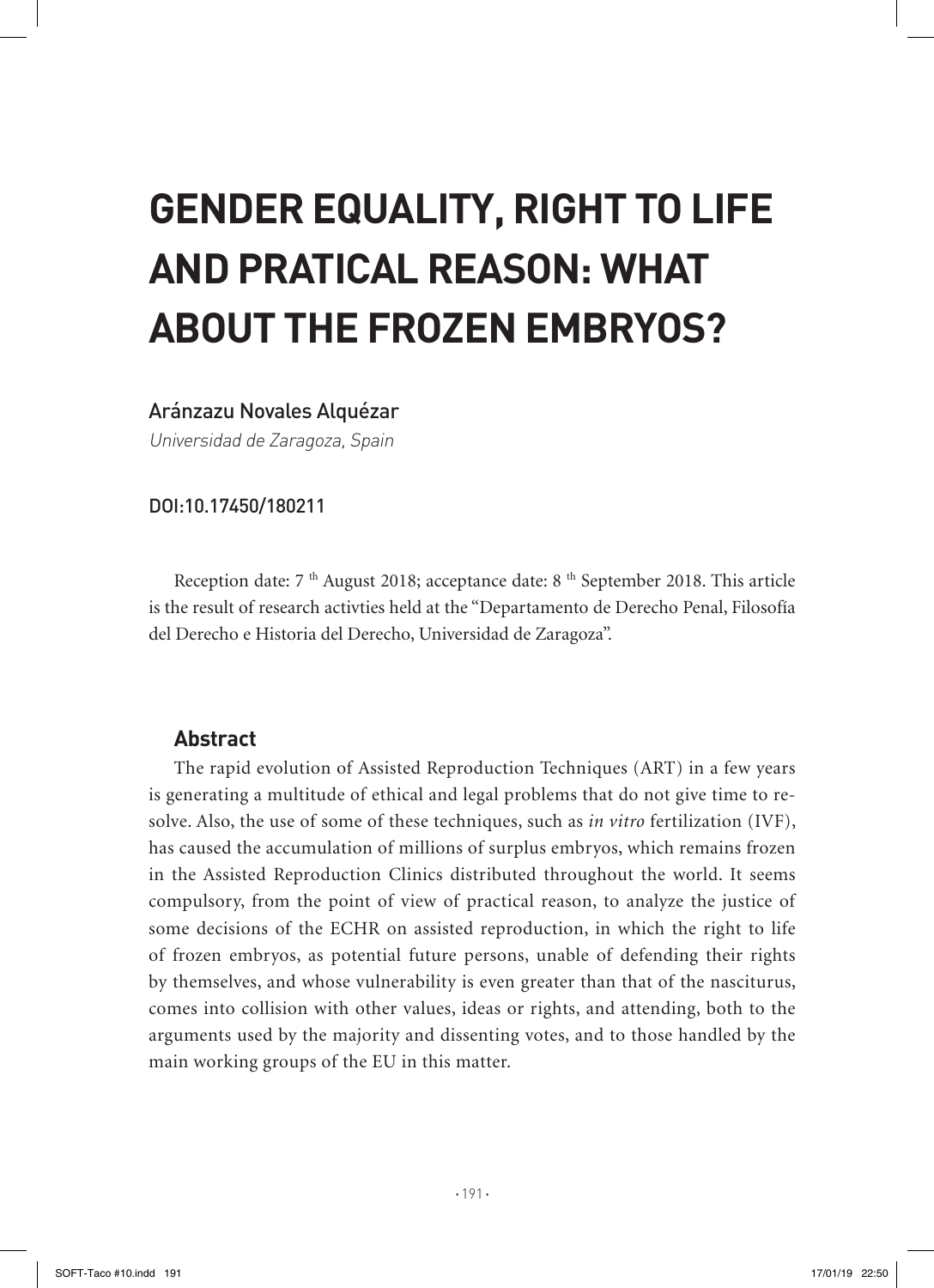# GENDER EQUALITY, RIGHT TO LIFE AND PRATICAL REASON: WHAT ABOUT THE FROZEN EMBRYOS?

Aránzazu Novales Alquézar

*Universidad de Zaragoza, Spain*

DOI:10.17450/180211

Reception date: 7 th August 2018; acceptance date: 8 th September 2018. This article is the result of research activties held at the "Departamento de Derecho Penal, Filosofía del Derecho e Historia del Derecho, Universidad de Zaragoza".

## Abstract

The rapid evolution of Assisted Reproduction Techniques (ART) in a few years is generating a multitude of ethical and legal problems that do not give time to resolve. Also, the use of some of these techniques, such as *in vitro* fertilization (IVF), has caused the accumulation of millions of surplus embryos, which remains frozen in the Assisted Reproduction Clinics distributed throughout the world. It seems compulsory, from the point of view of practical reason, to analyze the justice of some decisions of the ECHR on assisted reproduction, in which the right to life of frozen embryos, as potential future persons, unable of defending their rights by themselves, and whose vulnerability is even greater than that of the nasciturus, comes into collision with other values, ideas or rights, and attending, both to the arguments used by the majority and dissenting votes, and to those handled by the main working groups of the EU in this matter.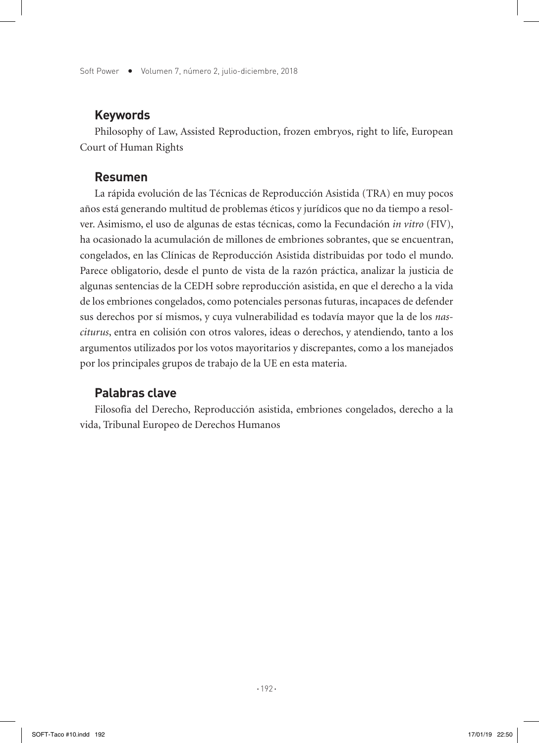## Keywords

Philosophy of Law, Assisted Reproduction, frozen embryos, right to life, European Court of Human Rights

## Resumen

La rápida evolución de las Técnicas de Reproducción Asistida (TRA) en muy pocos años está generando multitud de problemas éticos y jurídicos que no da tiempo a resolver. Asimismo, el uso de algunas de estas técnicas, como la Fecundación *in vitro* (FIV), ha ocasionado la acumulación de millones de embriones sobrantes, que se encuentran, congelados, en las Clínicas de Reproducción Asistida distribuidas por todo el mundo. Parece obligatorio, desde el punto de vista de la razón práctica, analizar la justicia de algunas sentencias de la CEDH sobre reproducción asistida, en que el derecho a la vida de los embriones congelados, como potenciales personas futuras, incapaces de defender sus derechos por sí mismos, y cuya vulnerabilidad es todavía mayor que la de los *nasciturus*, entra en colisión con otros valores, ideas o derechos, y atendiendo, tanto a los argumentos utilizados por los votos mayoritarios y discrepantes, como a los manejados por los principales grupos de trabajo de la UE en esta materia.

## Palabras clave

Filosofía del Derecho, Reproducción asistida, embriones congelados, derecho a la vida, Tribunal Europeo de Derechos Humanos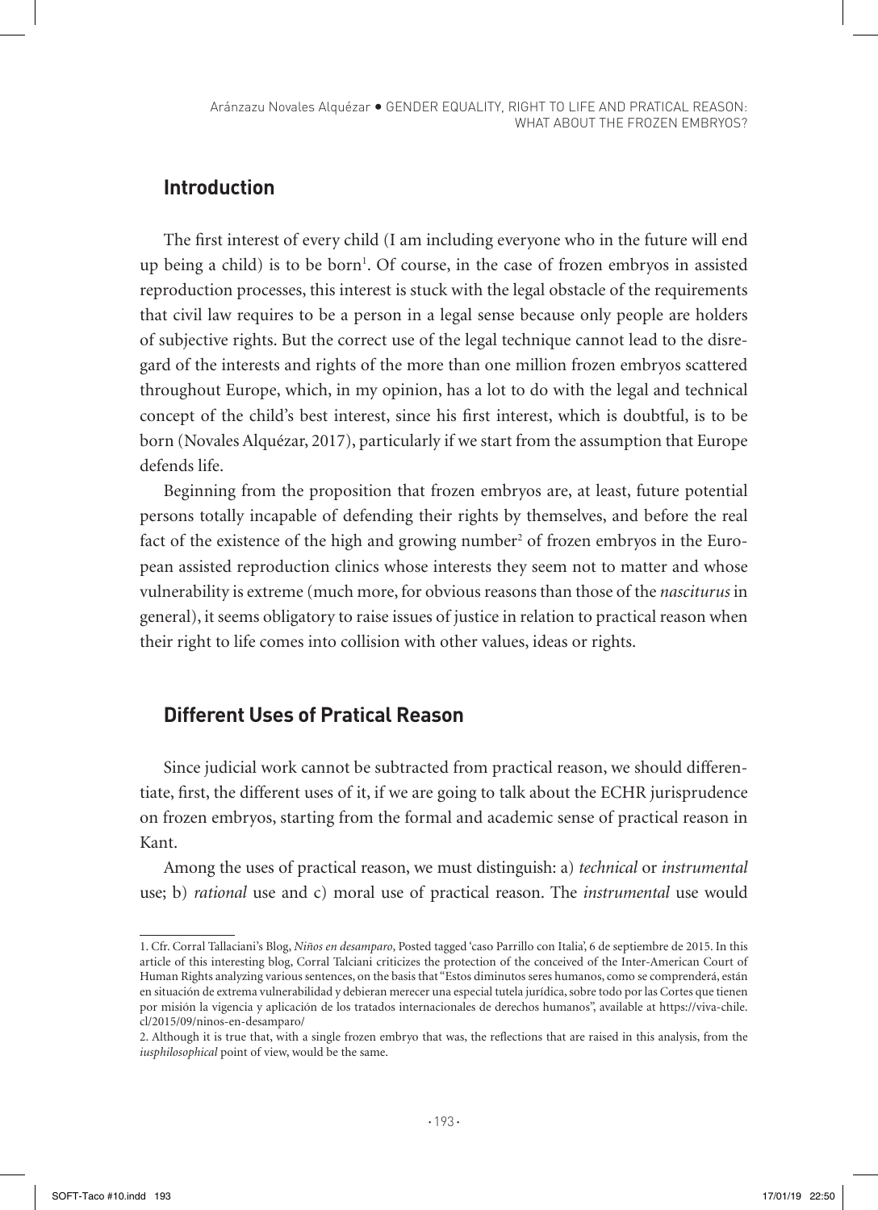## Introduction

The first interest of every child (I am including everyone who in the future will end up being a child) is to be born[1]. Of course, in the case of frozen embryos in assisted reproduction processes, this interest is stuck with the legal obstacle of the requirements that civil law requires to be a person in a legal sense because only people are holders of subjective rights. But the correct use of the legal technique cannot lead to the disregard of the interests and rights of the more than one million frozen embryos scattered throughout Europe, which, in my opinion, has a lot to do with the legal and technical concept of the child's best interest, since his first interest, which is doubtful, is to be born (Novales Alquézar, 2017), particularly if we start from the assumption that Europe defends life.

Beginning from the proposition that frozen embryos are, at least, future potential persons totally incapable of defending their rights by themselves, and before the real fact of the existence of the high and growing number[2] of frozen embryos in the European assisted reproduction clinics whose interests they seem not to matter and whose vulnerability is extreme (much more, for obvious reasons than those of the *nasciturus* in general), it seems obligatory to raise issues of justice in relation to practical reason when their right to life comes into collision with other values, ideas or rights.

## Different Uses of Pratical Reason

Since judicial work cannot be subtracted from practical reason, we should differentiate, first, the different uses of it, if we are going to talk about the ECHR jurisprudence on frozen embryos, starting from the formal and academic sense of practical reason in Kant.

Among the uses of practical reason, we must distinguish: a) *technical* or *instrumental* use; b) *rational* use and c) moral use of practical reason. The *instrumental* use would

---

1. Cfr. Corral Tallaciani's Blog, *Niños en desamparo*, Posted tagged 'caso Parrillo con Italia', 6 de septiembre de 2015. In this article of this interesting blog, Corral Talciani criticizes the protection of the conceived of the Inter-American Court of Human Rights analyzing various sentences, on the basis that "Estos diminutos seres humanos, como se comprenderá, están en situación de extrema vulnerabilidad y debieran merecer una especial tutela jurídica, sobre todo por las Cortes que tienen por misión la vigencia y aplicación de los tratados internacionales de derechos humanos", available at https://viva-chile.cl/2015/09/ninos-en-desamparo/

2. Although it is true that, with a single frozen embryo that was, the reflections that are raised in this analysis, from the *iusphilosophical* point of view, would be the same.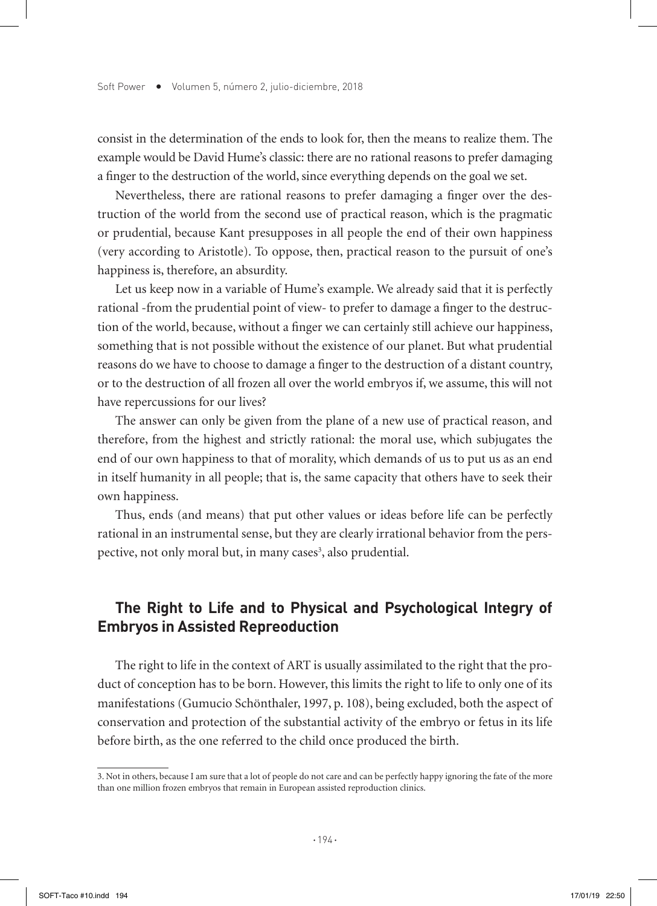consist in the determination of the ends to look for, then the means to realize them. The example would be David Hume's classic: there are no rational reasons to prefer damaging a finger to the destruction of the world, since everything depends on the goal we set.

Nevertheless, there are rational reasons to prefer damaging a finger over the destruction of the world from the second use of practical reason, which is the pragmatic or prudential, because Kant presupposes in all people the end of their own happiness (very according to Aristotle). To oppose, then, practical reason to the pursuit of one's happiness is, therefore, an absurdity.

Let us keep now in a variable of Hume's example. We already said that it is perfectly rational -from the prudential point of view- to prefer to damage a finger to the destruction of the world, because, without a finger we can certainly still achieve our happiness, something that is not possible without the existence of our planet. But what prudential reasons do we have to choose to damage a finger to the destruction of a distant country, or to the destruction of all frozen all over the world embryos if, we assume, this will not have repercussions for our lives?

The answer can only be given from the plane of a new use of practical reason, and therefore, from the highest and strictly rational: the moral use, which subjugates the end of our own happiness to that of morality, which demands of us to put us as an end in itself humanity in all people; that is, the same capacity that others have to seek their own happiness.

Thus, ends (and means) that put other values or ideas before life can be perfectly rational in an instrumental sense, but they are clearly irrational behavior from the perspective, not only moral but, in many cases[3], also prudential.

## The Right to Life and to Physical and Psychological Integry of Embryos in Assisted Repreoduction

The right to life in the context of ART is usually assimilated to the right that the product of conception has to be born. However, this limits the right to life to only one of its manifestations (Gumucio Schönthaler, 1997, p. 108), being excluded, both the aspect of conservation and protection of the substantial activity of the embryo or fetus in its life before birth, as the one referred to the child once produced the birth.

3. Not in others, because I am sure that a lot of people do not care and can be perfectly happy ignoring the fate of the more than one million frozen embryos that remain in European assisted reproduction clinics.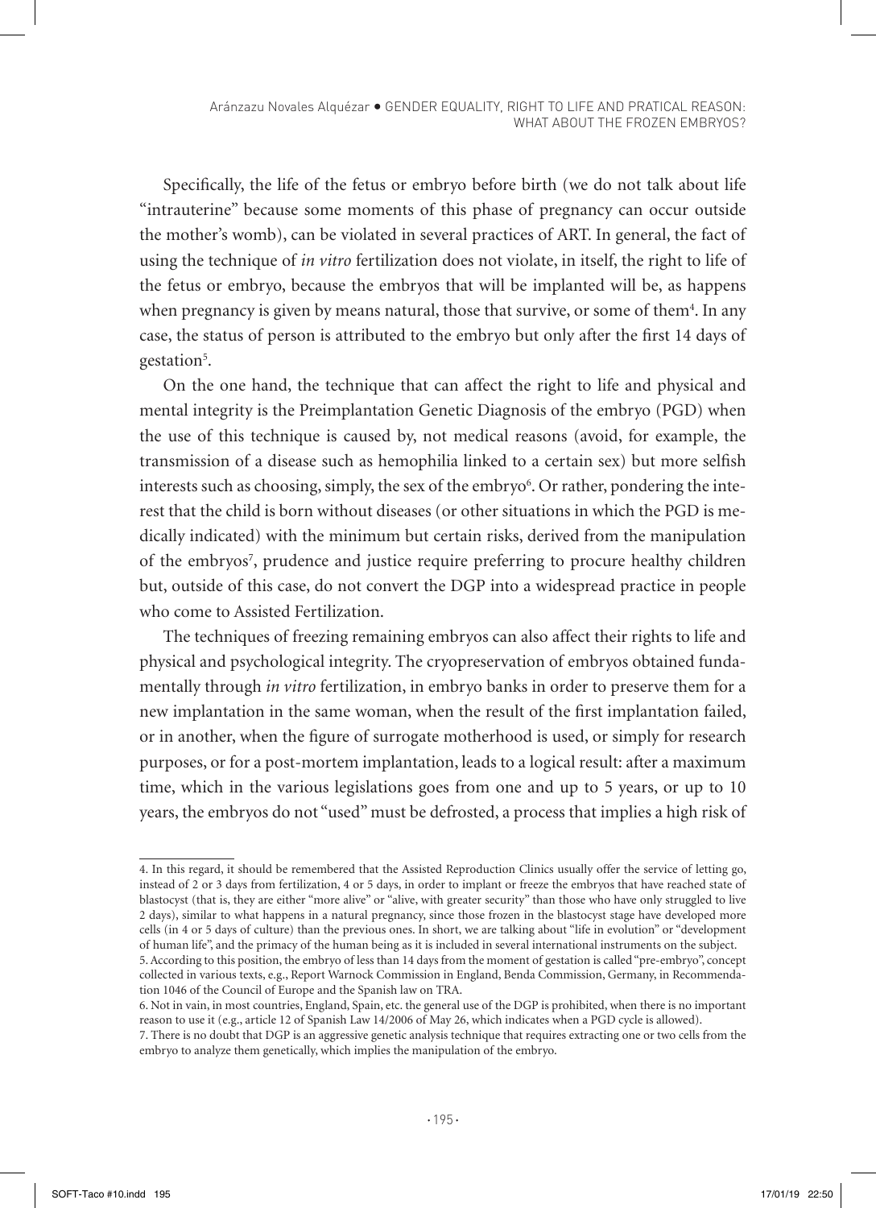Specifically, the life of the fetus or embryo before birth (we do not talk about life "intrauterine" because some moments of this phase of pregnancy can occur outside the mother's womb), can be violated in several practices of ART. In general, the fact of using the technique of *in vitro* fertilization does not violate, in itself, the right to life of the fetus or embryo, because the embryos that will be implanted will be, as happens when pregnancy is given by means natural, those that survive, or some of them[4]. In any case, the status of person is attributed to the embryo but only after the first 14 days of gestation[5].

On the one hand, the technique that can affect the right to life and physical and mental integrity is the Preimplantation Genetic Diagnosis of the embryo (PGD) when the use of this technique is caused by, not medical reasons (avoid, for example, the transmission of a disease such as hemophilia linked to a certain sex) but more selfish interests such as choosing, simply, the sex of the embryo[6]. Or rather, pondering the interest that the child is born without diseases (or other situations in which the PGD is medically indicated) with the minimum but certain risks, derived from the manipulation of the embryos[7], prudence and justice require preferring to procure healthy children but, outside of this case, do not convert the DGP into a widespread practice in people who come to Assisted Fertilization.

The techniques of freezing remaining embryos can also affect their rights to life and physical and psychological integrity. The cryopreservation of embryos obtained fundamentally through *in vitro* fertilization, in embryo banks in order to preserve them for a new implantation in the same woman, when the result of the first implantation failed, or in another, when the figure of surrogate motherhood is used, or simply for research purposes, or for a post-mortem implantation, leads to a logical result: after a maximum time, which in the various legislations goes from one and up to 5 years, or up to 10 years, the embryos do not "used" must be defrosted, a process that implies a high risk of

---

4. In this regard, it should be remembered that the Assisted Reproduction Clinics usually offer the service of letting go, instead of 2 or 3 days from fertilization, 4 or 5 days, in order to implant or freeze the embryos that have reached state of blastocyst (that is, they are either "more alive" or "alive, with greater security" than those who have only struggled to live 2 days), similar to what happens in a natural pregnancy, since those frozen in the blastocyst stage have developed more cells (in 4 or 5 days of culture) than the previous ones. In short, we are talking about "life in evolution" or "development of human life", and the primacy of the human being as it is included in several international instruments on the subject.

5. According to this position, the embryo of less than 14 days from the moment of gestation is called "pre-embryo", concept collected in various texts, e.g., Report Warnock Commission in England, Benda Commission, Germany, in Recommendation 1046 of the Council of Europe and the Spanish law on TRA.

6. Not in vain, in most countries, England, Spain, etc. the general use of the DGP is prohibited, when there is no important reason to use it (e.g., article 12 of Spanish Law 14/2006 of May 26, which indicates when a PGD cycle is allowed).

7. There is no doubt that DGP is an aggressive genetic analysis technique that requires extracting one or two cells from the embryo to analyze them genetically, which implies the manipulation of the embryo.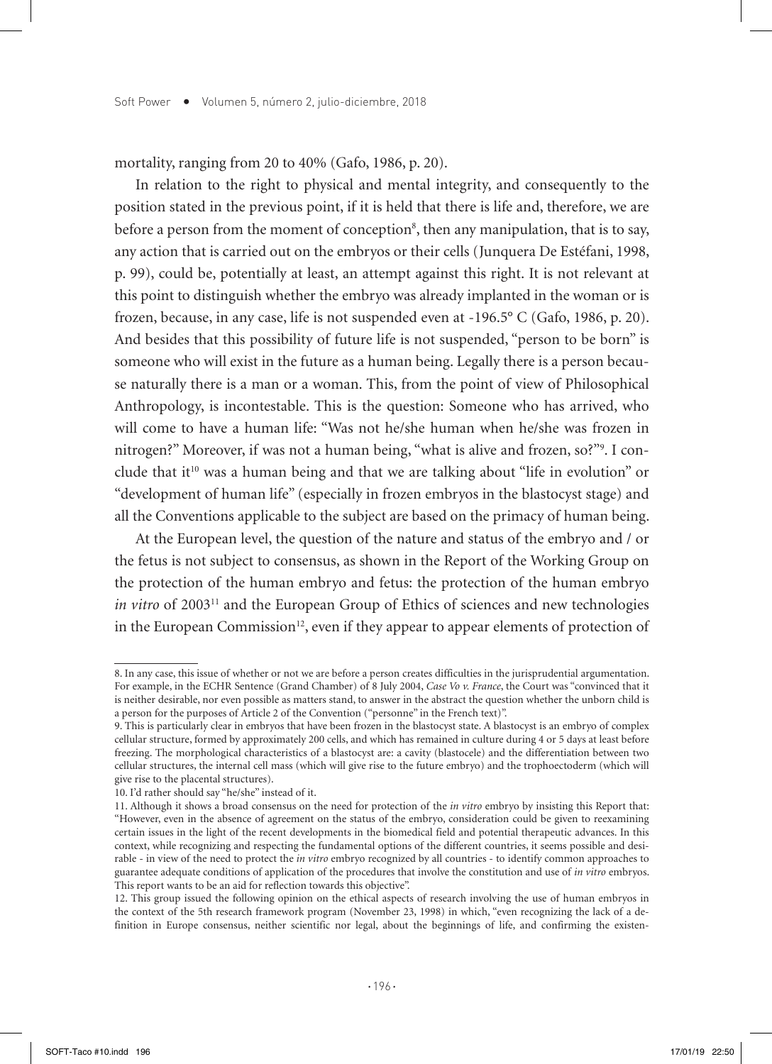mortality, ranging from 20 to 40% (Gafo, 1986, p. 20).

In relation to the right to physical and mental integrity, and consequently to the position stated in the previous point, if it is held that there is life and, therefore, we are before a person from the moment of conception[8], then any manipulation, that is to say, any action that is carried out on the embryos or their cells (Junquera De Estéfani, 1998, p. 99), could be, potentially at least, an attempt against this right. It is not relevant at this point to distinguish whether the embryo was already implanted in the woman or is frozen, because, in any case, life is not suspended even at -196.5° C (Gafo, 1986, p. 20). And besides that this possibility of future life is not suspended, "person to be born" is someone who will exist in the future as a human being. Legally there is a person because naturally there is a man or a woman. This, from the point of view of Philosophical Anthropology, is incontestable. This is the question: Someone who has arrived, who will come to have a human life: "Was not he/she human when he/she was frozen in nitrogen?" Moreover, if was not a human being, "what is alive and frozen, so?"[9]. I conclude that it[10] was a human being and that we are talking about "life in evolution" or "development of human life" (especially in frozen embryos in the blastocyst stage) and all the Conventions applicable to the subject are based on the primacy of human being.

At the European level, the question of the nature and status of the embryo and / or the fetus is not subject to consensus, as shown in the Report of the Working Group on the protection of the human embryo and fetus: the protection of the human embryo *in vitro* of 2003[11] and the European Group of Ethics of sciences and new technologies in the European Commission[12], even if they appear to appear elements of protection of

---

8. In any case, this issue of whether or not we are before a person creates difficulties in the jurisprudential argumentation. For example, in the ECHR Sentence (Grand Chamber) of 8 July 2004, *Case Vo v. France*, the Court was "convinced that it is neither desirable, nor even possible as matters stand, to answer in the abstract the question whether the unborn child is a person for the purposes of Article 2 of the Convention ("personne" in the French text)".

9. This is particularly clear in embryos that have been frozen in the blastocyst state. A blastocyst is an embryo of complex cellular structure, formed by approximately 200 cells, and which has remained in culture during 4 or 5 days at least before freezing. The morphological characteristics of a blastocyst are: a cavity (blastocele) and the differentiation between two cellular structures, the internal cell mass (which will give rise to the future embryo) and the trophoectoderm (which will give rise to the placental structures).

10. I'd rather should say "he/she" instead of it.

11. Although it shows a broad consensus on the need for protection of the *in vitro* embryo by insisting this Report that: "However, even in the absence of agreement on the status of the embryo, consideration could be given to reexamining certain issues in the light of the recent developments in the biomedical field and potential therapeutic advances. In this context, while recognizing and respecting the fundamental options of the different countries, it seems possible and desirable - in view of the need to protect the *in vitro* embryo recognized by all countries - to identify common approaches to guarantee adequate conditions of application of the procedures that involve the constitution and use of *in vitro* embryos. This report wants to be an aid for reflection towards this objective".

12. This group issued the following opinion on the ethical aspects of research involving the use of human embryos in the context of the 5th research framework program (November 23, 1998) in which, "even recognizing the lack of a definition in Europe consensus, neither scientific nor legal, about the beginnings of life, and confirming the existen-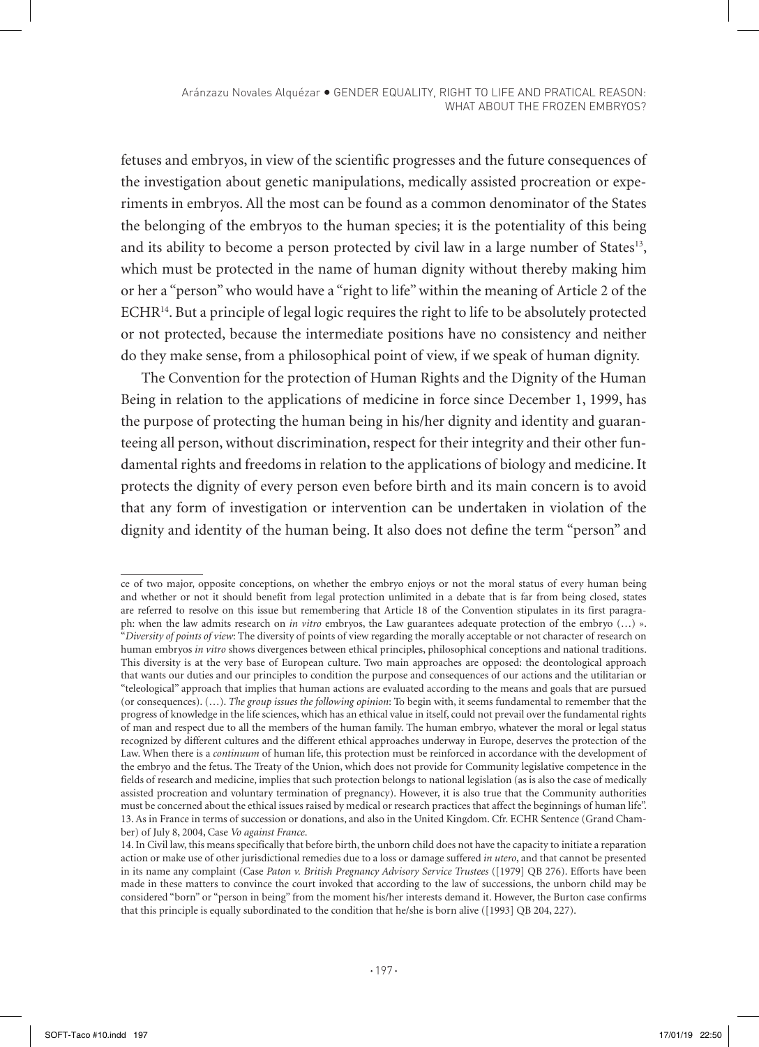fetuses and embryos, in view of the scientific progresses and the future consequences of the investigation about genetic manipulations, medically assisted procreation or experiments in embryos. All the most can be found as a common denominator of the States the belonging of the embryos to the human species; it is the potentiality of this being and its ability to become a person protected by civil law in a large number of States[13], which must be protected in the name of human dignity without thereby making him or her a "person" who would have a "right to life" within the meaning of Article 2 of the ECHR[14]. But a principle of legal logic requires the right to life to be absolutely protected or not protected, because the intermediate positions have no consistency and neither do they make sense, from a philosophical point of view, if we speak of human dignity.

The Convention for the protection of Human Rights and the Dignity of the Human Being in relation to the applications of medicine in force since December 1, 1999, has the purpose of protecting the human being in his/her dignity and identity and guaranteeing all person, without discrimination, respect for their integrity and their other fundamental rights and freedoms in relation to the applications of biology and medicine. It protects the dignity of every person even before birth and its main concern is to avoid that any form of investigation or intervention can be undertaken in violation of the dignity and identity of the human being. It also does not define the term "person" and

---

ce of two major, opposite conceptions, on whether the embryo enjoys or not the moral status of every human being and whether or not it should benefit from legal protection unlimited in a debate that is far from being closed, states are referred to resolve on this issue but remembering that Article 18 of the Convention stipulates in its first paragraph: when the law admits research on *in vitro* embryos, the Law guarantees adequate protection of the embryo (…) ». "*Diversity of points of view*: The diversity of points of view regarding the morally acceptable or not character of research on human embryos *in vitro* shows divergences between ethical principles, philosophical conceptions and national traditions. This diversity is at the very base of European culture. Two main approaches are opposed: the deontological approach that wants our duties and our principles to condition the purpose and consequences of our actions and the utilitarian or "teleological" approach that implies that human actions are evaluated according to the means and goals that are pursued (or consequences). (…). *The group issues the following opinion*: To begin with, it seems fundamental to remember that the progress of knowledge in the life sciences, which has an ethical value in itself, could not prevail over the fundamental rights of man and respect due to all the members of the human family. The human embryo, whatever the moral or legal status recognized by different cultures and the different ethical approaches underway in Europe, deserves the protection of the Law. When there is a *continuum* of human life, this protection must be reinforced in accordance with the development of the embryo and the fetus. The Treaty of the Union, which does not provide for Community legislative competence in the fields of research and medicine, implies that such protection belongs to national legislation (as is also the case of medically assisted procreation and voluntary termination of pregnancy). However, it is also true that the Community authorities must be concerned about the ethical issues raised by medical or research practices that affect the beginnings of human life".

13. As in France in terms of succession or donations, and also in the United Kingdom. Cfr. ECHR Sentence (Grand Chamber) of July 8, 2004, Case *Vo against France*.

14. In Civil law, this means specifically that before birth, the unborn child does not have the capacity to initiate a reparation action or make use of other jurisdictional remedies due to a loss or damage suffered *in utero*, and that cannot be presented in its name any complaint (Case *Paton v. British Pregnancy Advisory Service Trustees* ([1979] QB 276). Efforts have been made in these matters to convince the court invoked that according to the law of successions, the unborn child may be considered "born" or "person in being" from the moment his/her interests demand it. However, the Burton case confirms that this principle is equally subordinated to the condition that he/she is born alive ([1993] QB 204, 227).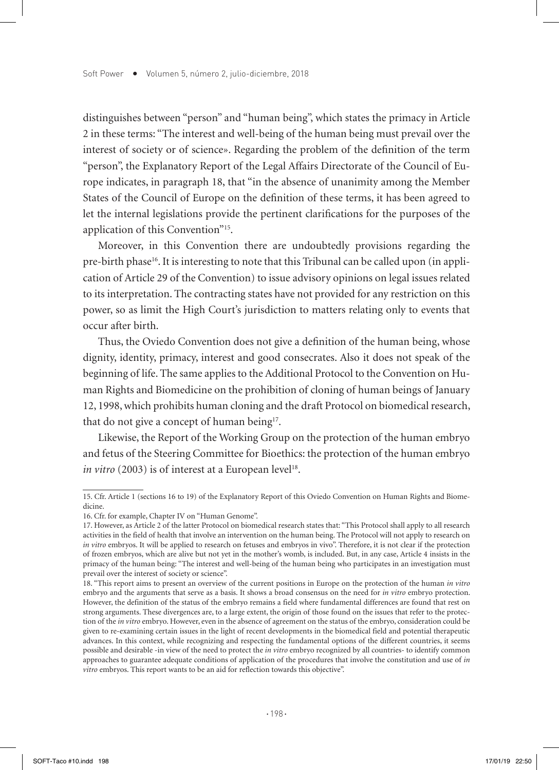distinguishes between "person" and "human being", which states the primacy in Article 2 in these terms: "The interest and well-being of the human being must prevail over the interest of society or of science». Regarding the problem of the definition of the term "person", the Explanatory Report of the Legal Affairs Directorate of the Council of Europe indicates, in paragraph 18, that "in the absence of unanimity among the Member States of the Council of Europe on the definition of these terms, it has been agreed to let the internal legislations provide the pertinent clarifications for the purposes of the application of this Convention"[15].

Moreover, in this Convention there are undoubtedly provisions regarding the pre-birth phase[16]. It is interesting to note that this Tribunal can be called upon (in application of Article 29 of the Convention) to issue advisory opinions on legal issues related to its interpretation. The contracting states have not provided for any restriction on this power, so as limit the High Court's jurisdiction to matters relating only to events that occur after birth.

Thus, the Oviedo Convention does not give a definition of the human being, whose dignity, identity, primacy, interest and good consecrates. Also it does not speak of the beginning of life. The same applies to the Additional Protocol to the Convention on Human Rights and Biomedicine on the prohibition of cloning of human beings of January 12, 1998, which prohibits human cloning and the draft Protocol on biomedical research, that do not give a concept of human being[17].

Likewise, the Report of the Working Group on the protection of the human embryo and fetus of the Steering Committee for Bioethics: the protection of the human embryo *in vitro* (2003) is of interest at a European level[18].

---

15. Cfr. Article 1 (sections 16 to 19) of the Explanatory Report of this Oviedo Convention on Human Rights and Biomedicine.

16. Cfr. for example, Chapter IV on "Human Genome".

17. However, as Article 2 of the latter Protocol on biomedical research states that: "This Protocol shall apply to all research activities in the field of health that involve an intervention on the human being. The Protocol will not apply to research on *in vitro* embryos. It will be applied to research on fetuses and embryos in vivo". Therefore, it is not clear if the protection of frozen embryos, which are alive but not yet in the mother's womb, is included. But, in any case, Article 4 insists in the primacy of the human being: "The interest and well-being of the human being who participates in an investigation must prevail over the interest of society or science".

18. "This report aims to present an overview of the current positions in Europe on the protection of the human *in vitro* embryo and the arguments that serve as a basis. It shows a broad consensus on the need for *in vitro* embryo protection. However, the definition of the status of the embryo remains a field where fundamental differences are found that rest on strong arguments. These divergences are, to a large extent, the origin of those found on the issues that refer to the protection of the *in vitro* embryo. However, even in the absence of agreement on the status of the embryo, consideration could be given to re-examining certain issues in the light of recent developments in the biomedical field and potential therapeutic advances. In this context, while recognizing and respecting the fundamental options of the different countries, it seems possible and desirable -in view of the need to protect the *in vitro* embryo recognized by all countries- to identify common approaches to guarantee adequate conditions of application of the procedures that involve the constitution and use of *in vitro* embryos. This report wants to be an aid for reflection towards this objective".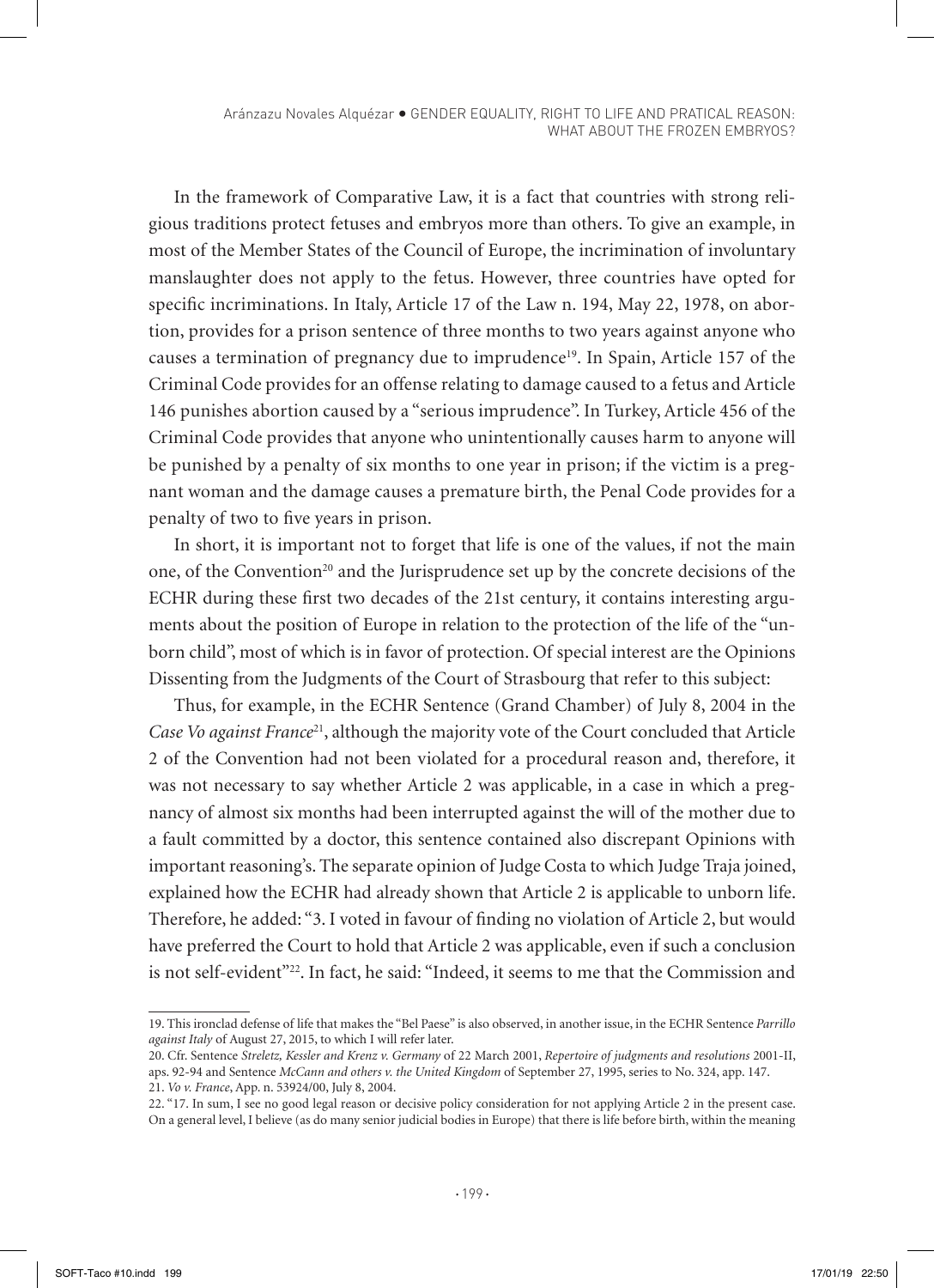In the framework of Comparative Law, it is a fact that countries with strong religious traditions protect fetuses and embryos more than others. To give an example, in most of the Member States of the Council of Europe, the incrimination of involuntary manslaughter does not apply to the fetus. However, three countries have opted for specific incriminations. In Italy, Article 17 of the Law n. 194, May 22, 1978, on abortion, provides for a prison sentence of three months to two years against anyone who causes a termination of pregnancy due to imprudence[19]. In Spain, Article 157 of the Criminal Code provides for an offense relating to damage caused to a fetus and Article 146 punishes abortion caused by a "serious imprudence". In Turkey, Article 456 of the Criminal Code provides that anyone who unintentionally causes harm to anyone will be punished by a penalty of six months to one year in prison; if the victim is a pregnant woman and the damage causes a premature birth, the Penal Code provides for a penalty of two to five years in prison.

In short, it is important not to forget that life is one of the values, if not the main one, of the Convention[20] and the Jurisprudence set up by the concrete decisions of the ECHR during these first two decades of the 21st century, it contains interesting arguments about the position of Europe in relation to the protection of the life of the "unborn child", most of which is in favor of protection. Of special interest are the Opinions Dissenting from the Judgments of the Court of Strasbourg that refer to this subject:

Thus, for example, in the ECHR Sentence (Grand Chamber) of July 8, 2004 in the *Case Vo against France*[21], although the majority vote of the Court concluded that Article 2 of the Convention had not been violated for a procedural reason and, therefore, it was not necessary to say whether Article 2 was applicable, in a case in which a pregnancy of almost six months had been interrupted against the will of the mother due to a fault committed by a doctor, this sentence contained also discrepant Opinions with important reasoning's. The separate opinion of Judge Costa to which Judge Traja joined, explained how the ECHR had already shown that Article 2 is applicable to unborn life. Therefore, he added: "3. I voted in favour of finding no violation of Article 2, but would have preferred the Court to hold that Article 2 was applicable, even if such a conclusion is not self-evident"[22]. In fact, he said: "Indeed, it seems to me that the Commission and

---

19. This ironclad defense of life that makes the "Bel Paese" is also observed, in another issue, in the ECHR Sentence *Parrillo against Italy* of August 27, 2015, to which I will refer later.

20. Cfr. Sentence *Streletz, Kessler and Krenz v. Germany* of 22 March 2001, *Repertoire of judgments and resolutions* 2001-II, aps. 92-94 and Sentence *McCann and others v. the United Kingdom* of September 27, 1995, series to No. 324, app. 147.

21. *Vo v. France*, App. n. 53924/00, July 8, 2004.

22. "17. In sum, I see no good legal reason or decisive policy consideration for not applying Article 2 in the present case. On a general level, I believe (as do many senior judicial bodies in Europe) that there is life before birth, within the meaning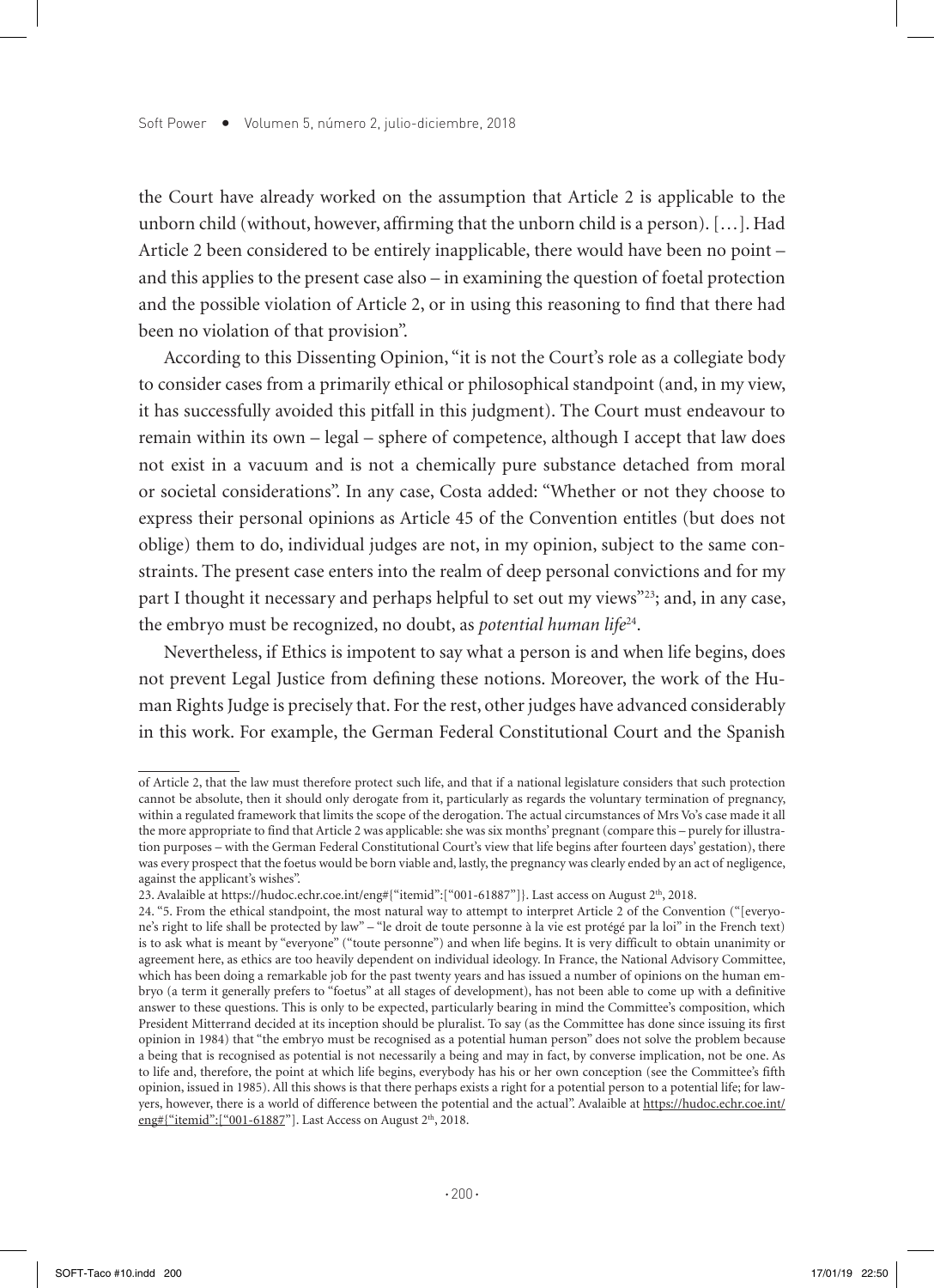the Court have already worked on the assumption that Article 2 is applicable to the unborn child (without, however, affirming that the unborn child is a person). […]. Had Article 2 been considered to be entirely inapplicable, there would have been no point – and this applies to the present case also – in examining the question of foetal protection and the possible violation of Article 2, or in using this reasoning to find that there had been no violation of that provision".

According to this Dissenting Opinion, "it is not the Court's role as a collegiate body to consider cases from a primarily ethical or philosophical standpoint (and, in my view, it has successfully avoided this pitfall in this judgment). The Court must endeavour to remain within its own – legal – sphere of competence, although I accept that law does not exist in a vacuum and is not a chemically pure substance detached from moral or societal considerations". In any case, Costa added: "Whether or not they choose to express their personal opinions as Article 45 of the Convention entitles (but does not oblige) them to do, individual judges are not, in my opinion, subject to the same constraints. The present case enters into the realm of deep personal convictions and for my part I thought it necessary and perhaps helpful to set out my views"[23]; and, in any case, the embryo must be recognized, no doubt, as *potential human life*[24].

Nevertheless, if Ethics is impotent to say what a person is and when life begins, does not prevent Legal Justice from defining these notions. Moreover, the work of the Human Rights Judge is precisely that. For the rest, other judges have advanced considerably in this work. For example, the German Federal Constitutional Court and the Spanish

---

of Article 2, that the law must therefore protect such life, and that if a national legislature considers that such protection cannot be absolute, then it should only derogate from it, particularly as regards the voluntary termination of pregnancy, within a regulated framework that limits the scope of the derogation. The actual circumstances of Mrs Vo's case made it all the more appropriate to find that Article 2 was applicable: she was six months' pregnant (compare this – purely for illustration purposes – with the German Federal Constitutional Court's view that life begins after fourteen days' gestation), there was every prospect that the foetus would be born viable and, lastly, the pregnancy was clearly ended by an act of negligence, against the applicant's wishes".

23. Avalaible at https://hudoc.echr.coe.int/eng#{"itemid":["001-61887"]}. Last access on August 2th, 2018.

24. "5. From the ethical standpoint, the most natural way to attempt to interpret Article 2 of the Convention ("[everyone's right to life shall be protected by law" – "le droit de toute personne à la vie est protégé par la loi" in the French text) is to ask what is meant by "everyone" ("toute personne") and when life begins. It is very difficult to obtain unanimity or agreement here, as ethics are too heavily dependent on individual ideology. In France, the National Advisory Committee, which has been doing a remarkable job for the past twenty years and has issued a number of opinions on the human embryo (a term it generally prefers to "foetus" at all stages of development), has not been able to come up with a definitive answer to these questions. This is only to be expected, particularly bearing in mind the Committee's composition, which President Mitterrand decided at its inception should be pluralist. To say (as the Committee has done since issuing its first opinion in 1984) that "the embryo must be recognised as a potential human person" does not solve the problem because a being that is recognised as potential is not necessarily a being and may in fact, by converse implication, not be one. As to life and, therefore, the point at which life begins, everybody has his or her own conception (see the Committee's fifth opinion, issued in 1985). All this shows is that there perhaps exists a right for a potential person to a potential life; for lawyers, however, there is a world of difference between the potential and the actual". Avalaible at https://hudoc.echr.coe.int/eng#{"itemid":["001-61887"]. Last Access on August 2th, 2018.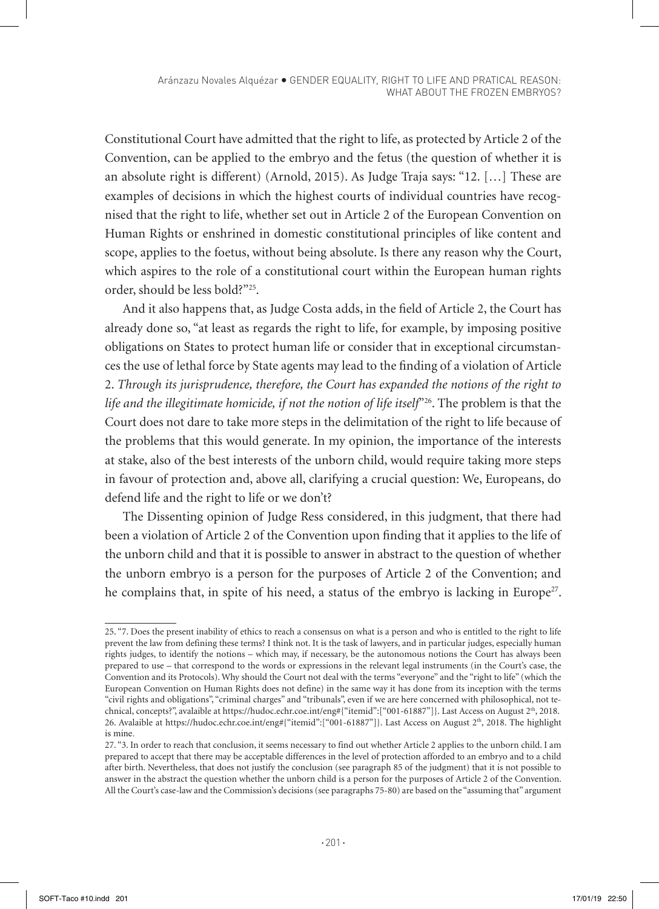Constitutional Court have admitted that the right to life, as protected by Article 2 of the Convention, can be applied to the embryo and the fetus (the question of whether it is an absolute right is different) (Arnold, 2015). As Judge Traja says: "12. […] These are examples of decisions in which the highest courts of individual countries have recognised that the right to life, whether set out in Article 2 of the European Convention on Human Rights or enshrined in domestic constitutional principles of like content and scope, applies to the foetus, without being absolute. Is there any reason why the Court, which aspires to the role of a constitutional court within the European human rights order, should be less bold?"[25].

And it also happens that, as Judge Costa adds, in the field of Article 2, the Court has already done so, "at least as regards the right to life, for example, by imposing positive obligations on States to protect human life or consider that in exceptional circumstances the use of lethal force by State agents may lead to the finding of a violation of Article 2. *Through its jurisprudence, therefore, the Court has expanded the notions of the right to life and the illegitimate homicide, if not the notion of life itself*"[26]. The problem is that the Court does not dare to take more steps in the delimitation of the right to life because of the problems that this would generate. In my opinion, the importance of the interests at stake, also of the best interests of the unborn child, would require taking more steps in favour of protection and, above all, clarifying a crucial question: We, Europeans, do defend life and the right to life or we don't?

The Dissenting opinion of Judge Ress considered, in this judgment, that there had been a violation of Article 2 of the Convention upon finding that it applies to the life of the unborn child and that it is possible to answer in abstract to the question of whether the unborn embryo is a person for the purposes of Article 2 of the Convention; and he complains that, in spite of his need, a status of the embryo is lacking in Europe[27].

---

25. "7. Does the present inability of ethics to reach a consensus on what is a person and who is entitled to the right to life prevent the law from defining these terms? I think not. It is the task of lawyers, and in particular judges, especially human rights judges, to identify the notions – which may, if necessary, be the autonomous notions the Court has always been prepared to use – that correspond to the words or expressions in the relevant legal instruments (in the Court's case, the Convention and its Protocols). Why should the Court not deal with the terms "everyone" and the "right to life" (which the European Convention on Human Rights does not define) in the same way it has done from its inception with the terms "civil rights and obligations", "criminal charges" and "tribunals", even if we are here concerned with philosophical, not technical, concepts?", avalaible at https://hudoc.echr.coe.int/eng#{"itemid":["001-61887"]}. Last Access on August 2th, 2018.

26. Avalaible at https://hudoc.echr.coe.int/eng#{"itemid":["001-61887"]}. Last Access on August 2th, 2018. The highlight is mine.

27. "3. In order to reach that conclusion, it seems necessary to find out whether Article 2 applies to the unborn child. I am prepared to accept that there may be acceptable differences in the level of protection afforded to an embryo and to a child after birth. Nevertheless, that does not justify the conclusion (see paragraph 85 of the judgment) that it is not possible to answer in the abstract the question whether the unborn child is a person for the purposes of Article 2 of the Convention. All the Court's case-law and the Commission's decisions (see paragraphs 75-80) are based on the "assuming that" argument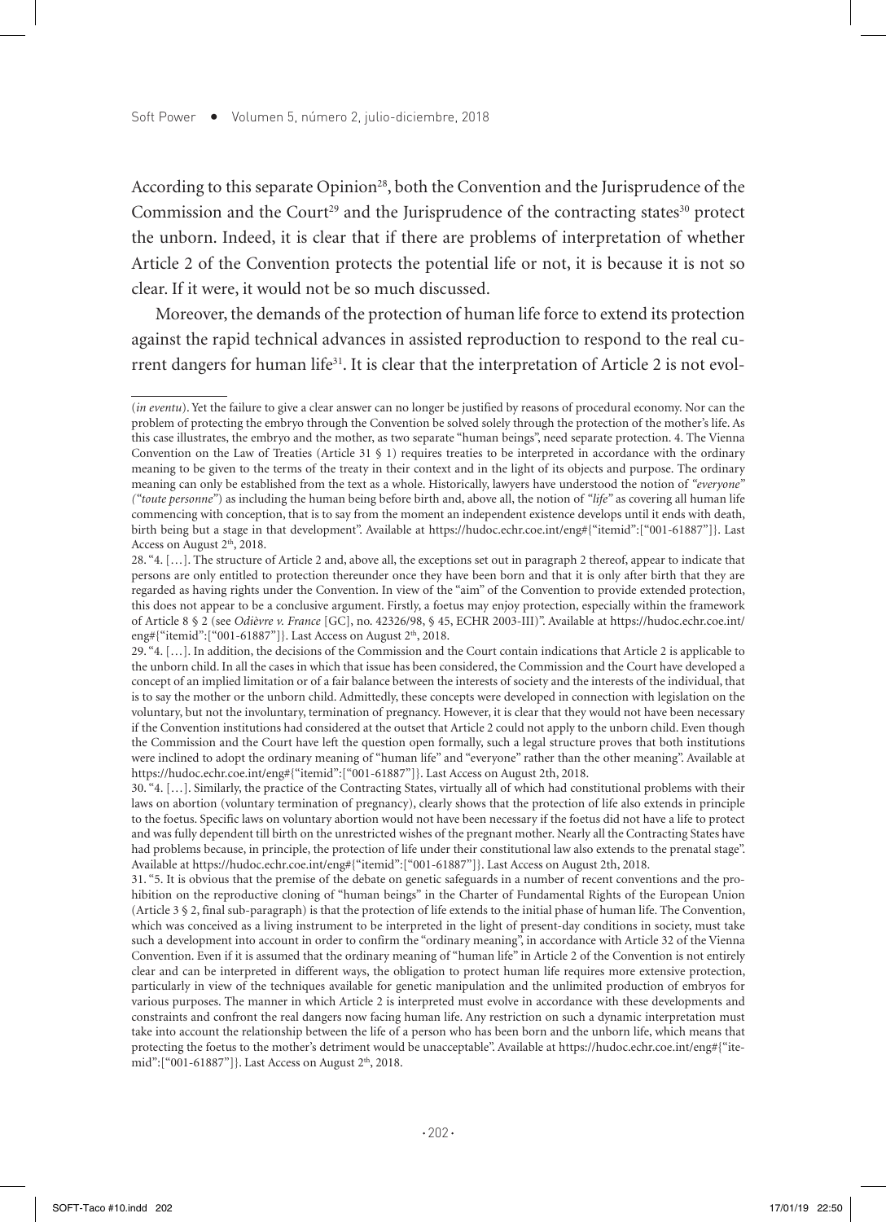According to this separate Opinion[28], both the Convention and the Jurisprudence of the Commission and the Court[29] and the Jurisprudence of the contracting states[30] protect the unborn. Indeed, it is clear that if there are problems of interpretation of whether Article 2 of the Convention protects the potential life or not, it is because it is not so clear. If it were, it would not be so much discussed.

Moreover, the demands of the protection of human life force to extend its protection against the rapid technical advances in assisted reproduction to respond to the real current dangers for human life[31]. It is clear that the interpretation of Article 2 is not evol-

---

(*in eventu*). Yet the failure to give a clear answer can no longer be justified by reasons of procedural economy. Nor can the problem of protecting the embryo through the Convention be solved solely through the protection of the mother's life. As this case illustrates, the embryo and the mother, as two separate "human beings", need separate protection. 4. The Vienna Convention on the Law of Treaties (Article 31 § 1) requires treaties to be interpreted in accordance with the ordinary meaning to be given to the terms of the treaty in their context and in the light of its objects and purpose. The ordinary meaning can only be established from the text as a whole. Historically, lawyers have understood the notion of *"everyone"* (*"toute personne"*) as including the human being before birth and, above all, the notion of *"life"* as covering all human life commencing with conception, that is to say from the moment an independent existence develops until it ends with death, birth being but a stage in that development". Available at https://hudoc.echr.coe.int/eng#{"itemid":["001-61887"]}. Last Access on August 2th, 2018.

28. "4. [...]. The structure of Article 2 and, above all, the exceptions set out in paragraph 2 thereof, appear to indicate that persons are only entitled to protection thereunder once they have been born and that it is only after birth that they are regarded as having rights under the Convention. In view of the "aim" of the Convention to provide extended protection, this does not appear to be a conclusive argument. Firstly, a foetus may enjoy protection, especially within the framework of Article 8 § 2 (see *Odièvre v. France* [GC], no. 42326/98, § 45, ECHR 2003-III)". Available at https://hudoc.echr.coe.int/eng#{"itemid":["001-61887"]}. Last Access on August 2th, 2018.

29. "4. [...]. In addition, the decisions of the Commission and the Court contain indications that Article 2 is applicable to the unborn child. In all the cases in which that issue has been considered, the Commission and the Court have developed a concept of an implied limitation or of a fair balance between the interests of society and the interests of the individual, that is to say the mother or the unborn child. Admittedly, these concepts were developed in connection with legislation on the voluntary, but not the involuntary, termination of pregnancy. However, it is clear that they would not have been necessary if the Convention institutions had considered at the outset that Article 2 could not apply to the unborn child. Even though the Commission and the Court have left the question open formally, such a legal structure proves that both institutions were inclined to adopt the ordinary meaning of "human life" and "everyone" rather than the other meaning". Available at https://hudoc.echr.coe.int/eng#{"itemid":["001-61887"]}. Last Access on August 2th, 2018.

30. "4. [...]. Similarly, the practice of the Contracting States, virtually all of which had constitutional problems with their laws on abortion (voluntary termination of pregnancy), clearly shows that the protection of life also extends in principle to the foetus. Specific laws on voluntary abortion would not have been necessary if the foetus did not have a life to protect and was fully dependent till birth on the unrestricted wishes of the pregnant mother. Nearly all the Contracting States have had problems because, in principle, the protection of life under their constitutional law also extends to the prenatal stage". Available at https://hudoc.echr.coe.int/eng#{"itemid":["001-61887"]}. Last Access on August 2th, 2018.

31. "5. It is obvious that the premise of the debate on genetic safeguards in a number of recent conventions and the prohibition on the reproductive cloning of "human beings" in the Charter of Fundamental Rights of the European Union (Article 3 § 2, final sub-paragraph) is that the protection of life extends to the initial phase of human life. The Convention, which was conceived as a living instrument to be interpreted in the light of present-day conditions in society, must take such a development into account in order to confirm the "ordinary meaning", in accordance with Article 32 of the Vienna Convention. Even if it is assumed that the ordinary meaning of "human life" in Article 2 of the Convention is not entirely clear and can be interpreted in different ways, the obligation to protect human life requires more extensive protection, particularly in view of the techniques available for genetic manipulation and the unlimited production of embryos for various purposes. The manner in which Article 2 is interpreted must evolve in accordance with these developments and constraints and confront the real dangers now facing human life. Any restriction on such a dynamic interpretation must take into account the relationship between the life of a person who has been born and the unborn life, which means that protecting the foetus to the mother's detriment would be unacceptable". Available at https://hudoc.echr.coe.int/eng#{"itemid":["001-61887"]}. Last Access on August 2th, 2018.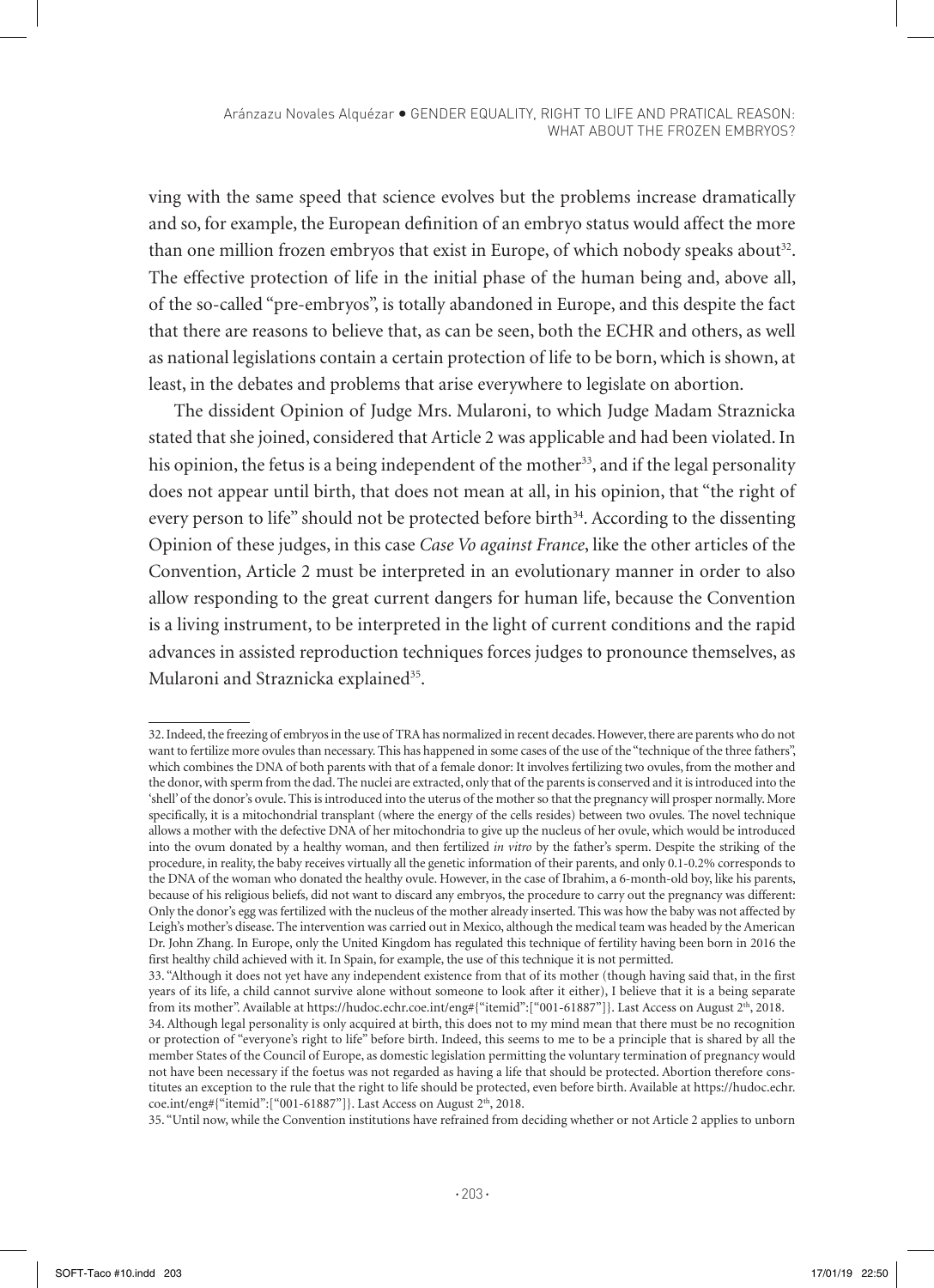ving with the same speed that science evolves but the problems increase dramatically and so, for example, the European definition of an embryo status would affect the more than one million frozen embryos that exist in Europe, of which nobody speaks about[32]. The effective protection of life in the initial phase of the human being and, above all, of the so-called "pre-embryos", is totally abandoned in Europe, and this despite the fact that there are reasons to believe that, as can be seen, both the ECHR and others, as well as national legislations contain a certain protection of life to be born, which is shown, at least, in the debates and problems that arise everywhere to legislate on abortion.

The dissident Opinion of Judge Mrs. Mularoni, to which Judge Madam Straznicka stated that she joined, considered that Article 2 was applicable and had been violated. In his opinion, the fetus is a being independent of the mother[33], and if the legal personality does not appear until birth, that does not mean at all, in his opinion, that "the right of every person to life" should not be protected before birth[34]. According to the dissenting Opinion of these judges, in this case *Case Vo against France*, like the other articles of the Convention, Article 2 must be interpreted in an evolutionary manner in order to also allow responding to the great current dangers for human life, because the Convention is a living instrument, to be interpreted in the light of current conditions and the rapid advances in assisted reproduction techniques forces judges to pronounce themselves, as Mularoni and Straznicka explained[35].

---

32. Indeed, the freezing of embryos in the use of TRA has normalized in recent decades. However, there are parents who do not want to fertilize more ovules than necessary. This has happened in some cases of the use of the "technique of the three fathers", which combines the DNA of both parents with that of a female donor: It involves fertilizing two ovules, from the mother and the donor, with sperm from the dad. The nuclei are extracted, only that of the parents is conserved and it is introduced into the 'shell' of the donor's ovule. This is introduced into the uterus of the mother so that the pregnancy will prosper normally. More specifically, it is a mitochondrial transplant (where the energy of the cells resides) between two ovules. The novel technique allows a mother with the defective DNA of her mitochondria to give up the nucleus of her ovule, which would be introduced into the ovum donated by a healthy woman, and then fertilized *in vitro* by the father's sperm. Despite the striking of the procedure, in reality, the baby receives virtually all the genetic information of their parents, and only 0.1-0.2% corresponds to the DNA of the woman who donated the healthy ovule. However, in the case of Ibrahim, a 6-month-old boy, like his parents, because of his religious beliefs, did not want to discard any embryos, the procedure to carry out the pregnancy was different: Only the donor's egg was fertilized with the nucleus of the mother already inserted. This was how the baby was not affected by Leigh's mother's disease. The intervention was carried out in Mexico, although the medical team was headed by the American Dr. John Zhang. In Europe, only the United Kingdom has regulated this technique of fertility having been born in 2016 the first healthy child achieved with it. In Spain, for example, the use of this technique it is not permitted.

33. "Although it does not yet have any independent existence from that of its mother (though having said that, in the first years of its life, a child cannot survive alone without someone to look after it either), I believe that it is a being separate from its mother". Available at https://hudoc.echr.coe.int/eng#{"itemid":["001-61887"]}. Last Access on August 2th, 2018.

34. Although legal personality is only acquired at birth, this does not to my mind mean that there must be no recognition or protection of "everyone's right to life" before birth. Indeed, this seems to me to be a principle that is shared by all the member States of the Council of Europe, as domestic legislation permitting the voluntary termination of pregnancy would not have been necessary if the foetus was not regarded as having a life that should be protected. Abortion therefore constitutes an exception to the rule that the right to life should be protected, even before birth. Available at https://hudoc.echr.coe.int/eng#{"itemid":["001-61887"]}. Last Access on August 2th, 2018.

35. "Until now, while the Convention institutions have refrained from deciding whether or not Article 2 applies to unborn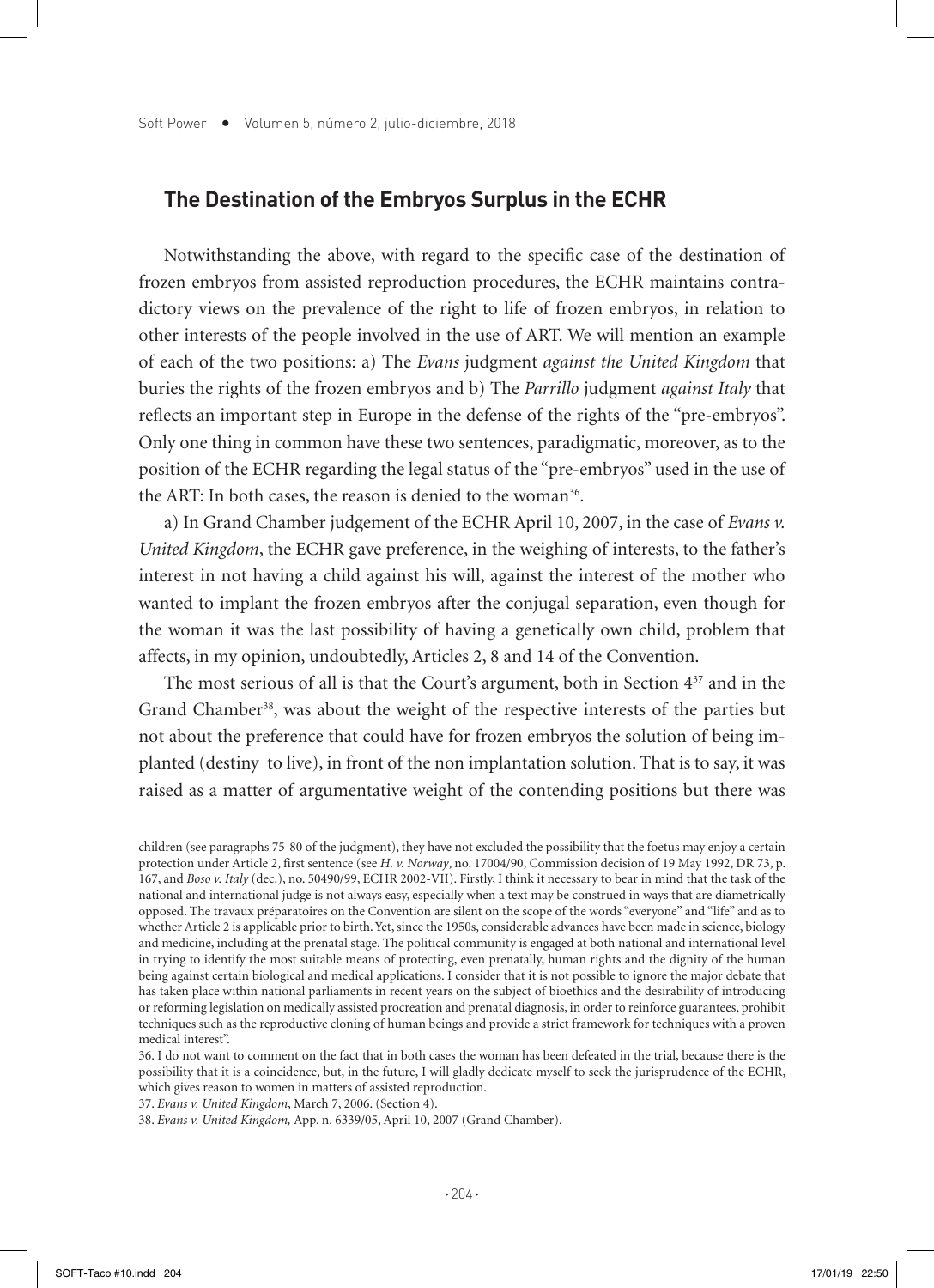## The Destination of the Embryos Surplus in the ECHR

Notwithstanding the above, with regard to the specific case of the destination of frozen embryos from assisted reproduction procedures, the ECHR maintains contradictory views on the prevalence of the right to life of frozen embryos, in relation to other interests of the people involved in the use of ART. We will mention an example of each of the two positions: a) The *Evans* judgment *against the United Kingdom* that buries the rights of the frozen embryos and b) The *Parrillo* judgment *against Italy* that reflects an important step in Europe in the defense of the rights of the "pre-embryos". Only one thing in common have these two sentences, paradigmatic, moreover, as to the position of the ECHR regarding the legal status of the "pre-embryos" used in the use of the ART: In both cases, the reason is denied to the woman[36].

a) In Grand Chamber judgement of the ECHR April 10, 2007, in the case of *Evans v. United Kingdom*, the ECHR gave preference, in the weighing of interests, to the father's interest in not having a child against his will, against the interest of the mother who wanted to implant the frozen embryos after the conjugal separation, even though for the woman it was the last possibility of having a genetically own child, problem that affects, in my opinion, undoubtedly, Articles 2, 8 and 14 of the Convention.

The most serious of all is that the Court's argument, both in Section 4[37] and in the Grand Chamber[38], was about the weight of the respective interests of the parties but not about the preference that could have for frozen embryos the solution of being implanted (destiny to live), in front of the non implantation solution. That is to say, it was raised as a matter of argumentative weight of the contending positions but there was

---

children (see paragraphs 75-80 of the judgment), they have not excluded the possibility that the foetus may enjoy a certain protection under Article 2, first sentence (see *H. v. Norway*, no. 17004/90, Commission decision of 19 May 1992, DR 73, p. 167, and *Boso v. Italy* (dec.), no. 50490/99, ECHR 2002-VII). Firstly, I think it necessary to bear in mind that the task of the national and international judge is not always easy, especially when a text may be construed in ways that are diametrically opposed. The travaux préparatoires on the Convention are silent on the scope of the words "everyone" and "life" and as to whether Article 2 is applicable prior to birth. Yet, since the 1950s, considerable advances have been made in science, biology and medicine, including at the prenatal stage. The political community is engaged at both national and international level in trying to identify the most suitable means of protecting, even prenatally, human rights and the dignity of the human being against certain biological and medical applications. I consider that it is not possible to ignore the major debate that has taken place within national parliaments in recent years on the subject of bioethics and the desirability of introducing or reforming legislation on medically assisted procreation and prenatal diagnosis, in order to reinforce guarantees, prohibit techniques such as the reproductive cloning of human beings and provide a strict framework for techniques with a proven medical interest".

36. I do not want to comment on the fact that in both cases the woman has been defeated in the trial, because there is the possibility that it is a coincidence, but, in the future, I will gladly dedicate myself to seek the jurisprudence of the ECHR, which gives reason to women in matters of assisted reproduction.

37. *Evans v. United Kingdom*, March 7, 2006. (Section 4).

38. *Evans v. United Kingdom,* App. n. 6339/05, April 10, 2007 (Grand Chamber).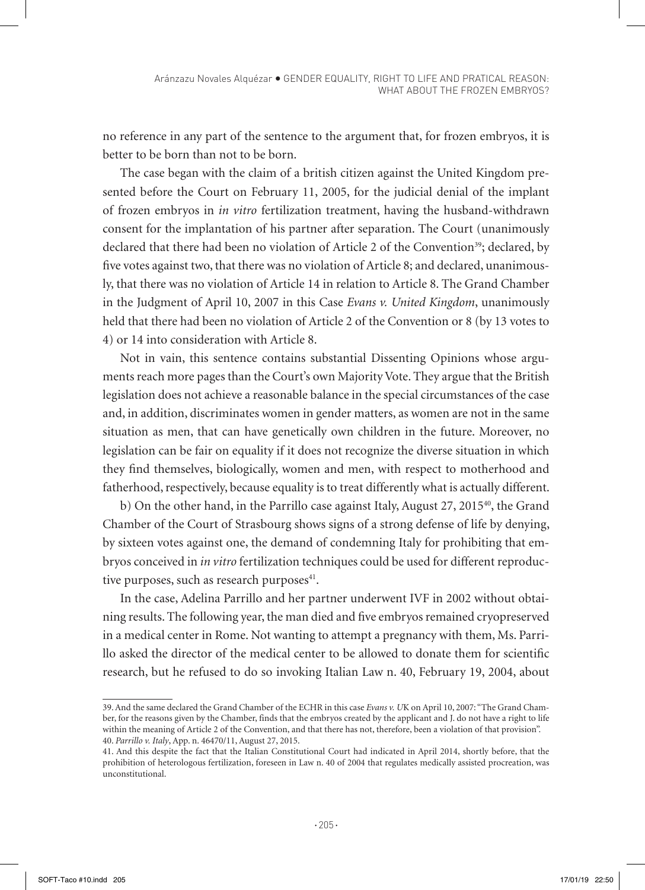no reference in any part of the sentence to the argument that, for frozen embryos, it is better to be born than not to be born.

The case began with the claim of a british citizen against the United Kingdom presented before the Court on February 11, 2005, for the judicial denial of the implant of frozen embryos in *in vitro* fertilization treatment, having the husband-withdrawn consent for the implantation of his partner after separation. The Court (unanimously declared that there had been no violation of Article 2 of the Convention[39]; declared, by five votes against two, that there was no violation of Article 8; and declared, unanimously, that there was no violation of Article 14 in relation to Article 8. The Grand Chamber in the Judgment of April 10, 2007 in this Case *Evans v. United Kingdom*, unanimously held that there had been no violation of Article 2 of the Convention or 8 (by 13 votes to 4) or 14 into consideration with Article 8.

Not in vain, this sentence contains substantial Dissenting Opinions whose arguments reach more pages than the Court's own Majority Vote. They argue that the British legislation does not achieve a reasonable balance in the special circumstances of the case and, in addition, discriminates women in gender matters, as women are not in the same situation as men, that can have genetically own children in the future. Moreover, no legislation can be fair on equality if it does not recognize the diverse situation in which they find themselves, biologically, women and men, with respect to motherhood and fatherhood, respectively, because equality is to treat differently what is actually different.

b) On the other hand, in the Parrillo case against Italy, August 27, 2015[40], the Grand Chamber of the Court of Strasbourg shows signs of a strong defense of life by denying, by sixteen votes against one, the demand of condemning Italy for prohibiting that embryos conceived in *in vitro* fertilization techniques could be used for different reproductive purposes, such as research purposes[41].

In the case, Adelina Parrillo and her partner underwent IVF in 2002 without obtaining results. The following year, the man died and five embryos remained cryopreserved in a medical center in Rome. Not wanting to attempt a pregnancy with them, Ms. Parrillo asked the director of the medical center to be allowed to donate them for scientific research, but he refused to do so invoking Italian Law n. 40, February 19, 2004, about

---

39. And the same declared the Grand Chamber of the ECHR in this case *Evans v. UK* on April 10, 2007: "The Grand Chamber, for the reasons given by the Chamber, finds that the embryos created by the applicant and J. do not have a right to life within the meaning of Article 2 of the Convention, and that there has not, therefore, been a violation of that provision".

40. *Parrillo v. Italy*, App. n. 46470/11, August 27, 2015.

41. And this despite the fact that the Italian Constitutional Court had indicated in April 2014, shortly before, that the prohibition of heterologous fertilization, foreseen in Law n. 40 of 2004 that regulates medically assisted procreation, was unconstitutional.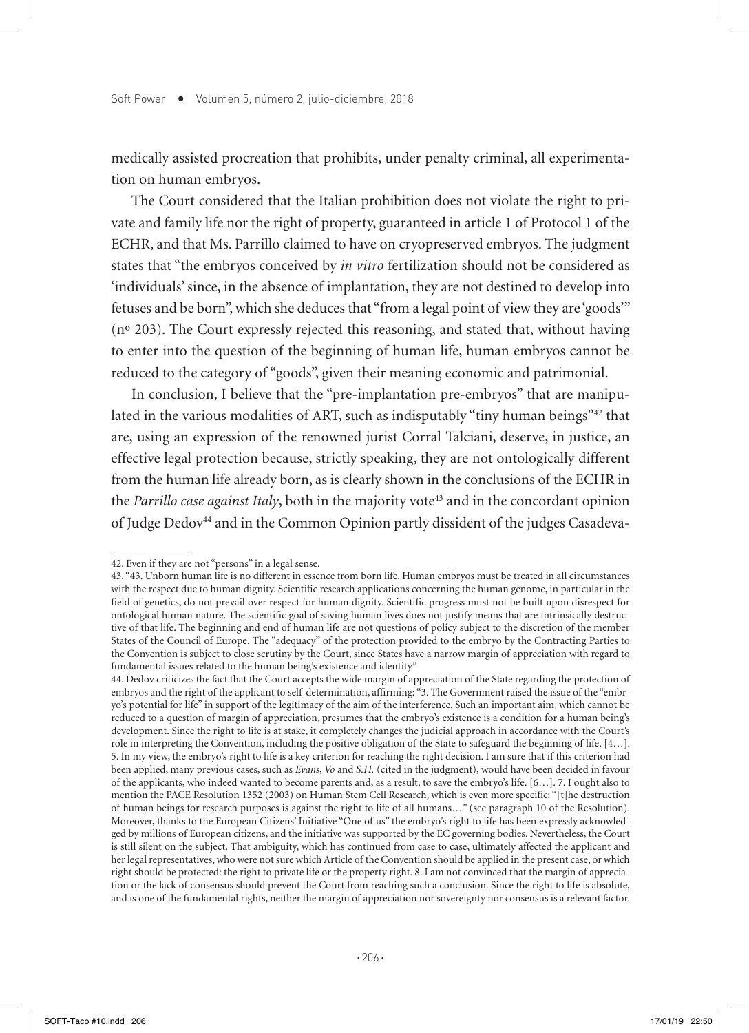medically assisted procreation that prohibits, under penalty criminal, all experimentation on human embryos.

The Court considered that the Italian prohibition does not violate the right to private and family life nor the right of property, guaranteed in article 1 of Protocol 1 of the ECHR, and that Ms. Parrillo claimed to have on cryopreserved embryos. The judgment states that "the embryos conceived by *in vitro* fertilization should not be considered as 'individuals' since, in the absence of implantation, they are not destined to develop into fetuses and be born", which she deduces that "from a legal point of view they are 'goods'" (nº 203). The Court expressly rejected this reasoning, and stated that, without having to enter into the question of the beginning of human life, human embryos cannot be reduced to the category of "goods", given their meaning economic and patrimonial.

In conclusion, I believe that the "pre-implantation pre-embryos" that are manipulated in the various modalities of ART, such as indisputably "tiny human beings"[42] that are, using an expression of the renowned jurist Corral Talciani, deserve, in justice, an effective legal protection because, strictly speaking, they are not ontologically different from the human life already born, as is clearly shown in the conclusions of the ECHR in the *Parrillo case against Italy*, both in the majority vote[43] and in the concordant opinion of Judge Dedov[44] and in the Common Opinion partly dissident of the judges Casadeva-

---

42. Even if they are not "persons" in a legal sense.

43. "43. Unborn human life is no different in essence from born life. Human embryos must be treated in all circumstances with the respect due to human dignity. Scientific research applications concerning the human genome, in particular in the field of genetics, do not prevail over respect for human dignity. Scientific progress must not be built upon disrespect for ontological human nature. The scientific goal of saving human lives does not justify means that are intrinsically destructive of that life. The beginning and end of human life are not questions of policy subject to the discretion of the member States of the Council of Europe. The "adequacy" of the protection provided to the embryo by the Contracting Parties to the Convention is subject to close scrutiny by the Court, since States have a narrow margin of appreciation with regard to fundamental issues related to the human being's existence and identity"

44. Dedov criticizes the fact that the Court accepts the wide margin of appreciation of the State regarding the protection of embryos and the right of the applicant to self-determination, affirming: "3. The Government raised the issue of the "embryo's potential for life" in support of the legitimacy of the aim of the interference. Such an important aim, which cannot be reduced to a question of margin of appreciation, presumes that the embryo's existence is a condition for a human being's development. Since the right to life is at stake, it completely changes the judicial approach in accordance with the Court's role in interpreting the Convention, including the positive obligation of the State to safeguard the beginning of life. [4…]. 5. In my view, the embryo's right to life is a key criterion for reaching the right decision. I am sure that if this criterion had been applied, many previous cases, such as *Evans*, *Vo* and *S.H.* (cited in the judgment), would have been decided in favour of the applicants, who indeed wanted to become parents and, as a result, to save the embryo's life. [6…]. 7. I ought also to mention the PACE Resolution 1352 (2003) on Human Stem Cell Research, which is even more specific: "[t]he destruction of human beings for research purposes is against the right to life of all humans…" (see paragraph 10 of the Resolution). Moreover, thanks to the European Citizens' Initiative "One of us" the embryo's right to life has been expressly acknowledged by millions of European citizens, and the initiative was supported by the EC governing bodies. Nevertheless, the Court is still silent on the subject. That ambiguity, which has continued from case to case, ultimately affected the applicant and her legal representatives, who were not sure which Article of the Convention should be applied in the present case, or which right should be protected: the right to private life or the property right. 8. I am not convinced that the margin of appreciation or the lack of consensus should prevent the Court from reaching such a conclusion. Since the right to life is absolute, and is one of the fundamental rights, neither the margin of appreciation nor sovereignty nor consensus is a relevant factor.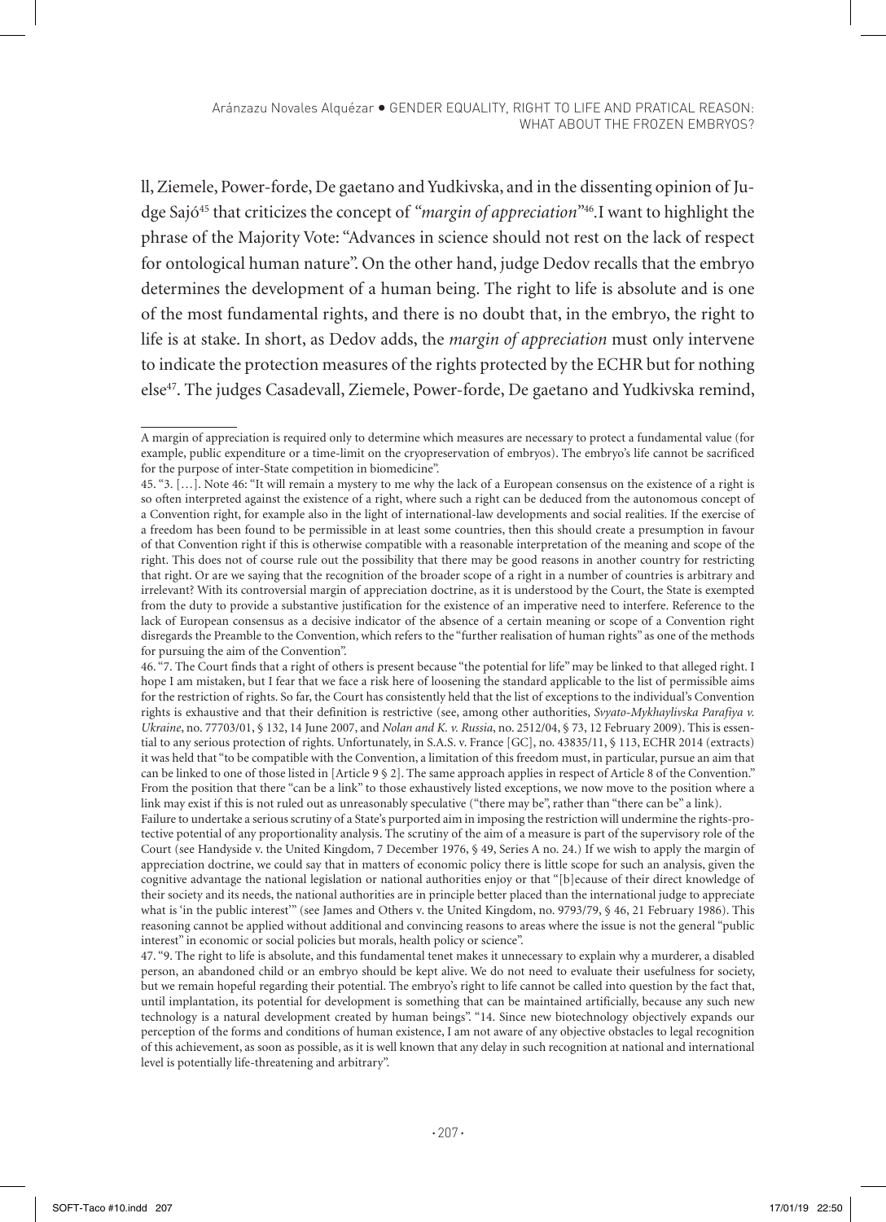ll, Ziemele, Power-forde, De gaetano and Yudkivska, and in the dissenting opinion of Judge Sajó[45] that criticizes the concept of *"margin of appreciation"*[46].I want to highlight the phrase of the Majority Vote: "Advances in science should not rest on the lack of respect for ontological human nature". On the other hand, judge Dedov recalls that the embryo determines the development of a human being. The right to life is absolute and is one of the most fundamental rights, and there is no doubt that, in the embryo, the right to life is at stake. In short, as Dedov adds, the *margin of appreciation* must only intervene to indicate the protection measures of the rights protected by the ECHR but for nothing else[47]. The judges Casadevall, Ziemele, Power-forde, De gaetano and Yudkivska remind,

---

A margin of appreciation is required only to determine which measures are necessary to protect a fundamental value (for example, public expenditure or a time-limit on the cryopreservation of embryos). The embryo's life cannot be sacrificed for the purpose of inter-State competition in biomedicine".

45. "3. […]. Note 46: "It will remain a mystery to me why the lack of a European consensus on the existence of a right is so often interpreted against the existence of a right, where such a right can be deduced from the autonomous concept of a Convention right, for example also in the light of international-law developments and social realities. If the exercise of a freedom has been found to be permissible in at least some countries, then this should create a presumption in favour of that Convention right if this is otherwise compatible with a reasonable interpretation of the meaning and scope of the right. This does not of course rule out the possibility that there may be good reasons in another country for restricting that right. Or are we saying that the recognition of the broader scope of a right in a number of countries is arbitrary and irrelevant? With its controversial margin of appreciation doctrine, as it is understood by the Court, the State is exempted from the duty to provide a substantive justification for the existence of an imperative need to interfere. Reference to the lack of European consensus as a decisive indicator of the absence of a certain meaning or scope of a Convention right disregards the Preamble to the Convention, which refers to the "further realisation of human rights" as one of the methods for pursuing the aim of the Convention".

46. "7. The Court finds that a right of others is present because "the potential for life" may be linked to that alleged right. I hope I am mistaken, but I fear that we face a risk here of loosening the standard applicable to the list of permissible aims for the restriction of rights. So far, the Court has consistently held that the list of exceptions to the individual's Convention rights is exhaustive and that their definition is restrictive (see, among other authorities, *Svyato-Mykhaylivska Parafiya v. Ukraine*, no. 77703/01, § 132, 14 June 2007, and *Nolan and K. v. Russia*, no. 2512/04, § 73, 12 February 2009). This is essential to any serious protection of rights. Unfortunately, in S.A.S. v. France [GC], no. 43835/11, § 113, ECHR 2014 (extracts) it was held that "to be compatible with the Convention, a limitation of this freedom must, in particular, pursue an aim that can be linked to one of those listed in [Article 9 § 2]. The same approach applies in respect of Article 8 of the Convention." From the position that there "can be a link" to those exhaustively listed exceptions, we now move to the position where a link may exist if this is not ruled out as unreasonably speculative ("there may be", rather than "there can be" a link).

Failure to undertake a serious scrutiny of a State's purported aim in imposing the restriction will undermine the rights-protective potential of any proportionality analysis. The scrutiny of the aim of a measure is part of the supervisory role of the Court (see Handyside v. the United Kingdom, 7 December 1976, § 49, Series A no. 24.) If we wish to apply the margin of appreciation doctrine, we could say that in matters of economic policy there is little scope for such an analysis, given the cognitive advantage the national legislation or national authorities enjoy or that "[b]ecause of their direct knowledge of their society and its needs, the national authorities are in principle better placed than the international judge to appreciate what is 'in the public interest'" (see James and Others v. the United Kingdom, no. 9793/79, § 46, 21 February 1986). This reasoning cannot be applied without additional and convincing reasons to areas where the issue is not the general "public interest" in economic or social policies but morals, health policy or science".

47. "9. The right to life is absolute, and this fundamental tenet makes it unnecessary to explain why a murderer, a disabled person, an abandoned child or an embryo should be kept alive. We do not need to evaluate their usefulness for society, but we remain hopeful regarding their potential. The embryo's right to life cannot be called into question by the fact that, until implantation, its potential for development is something that can be maintained artificially, because any such new technology is a natural development created by human beings". "14. Since new biotechnology objectively expands our perception of the forms and conditions of human existence, I am not aware of any objective obstacles to legal recognition of this achievement, as soon as possible, as it is well known that any delay in such recognition at national and international level is potentially life-threatening and arbitrary".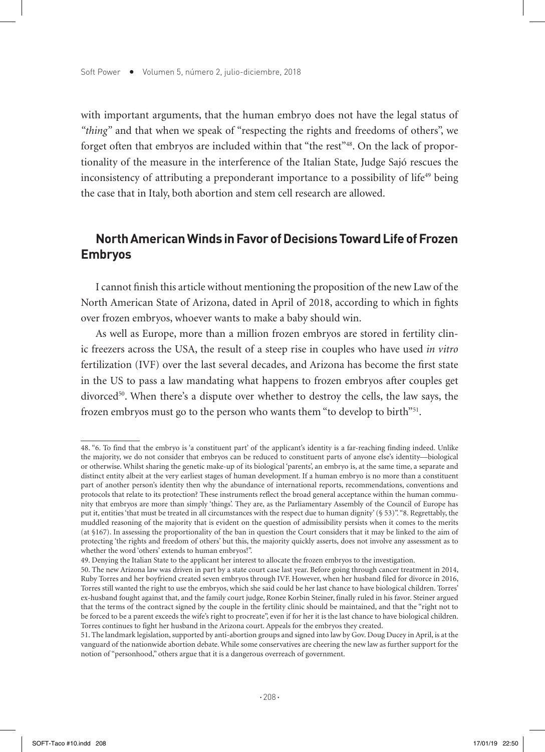with important arguments, that the human embryo does not have the legal status of *"thing"* and that when we speak of "respecting the rights and freedoms of others", we forget often that embryos are included within that "the rest"[48]. On the lack of proportionality of the measure in the interference of the Italian State, Judge Sajó rescues the inconsistency of attributing a preponderant importance to a possibility of life[49] being the case that in Italy, both abortion and stem cell research are allowed.

## North American Winds in Favor of Decisions Toward Life of Frozen Embryos

I cannot finish this article without mentioning the proposition of the new Law of the North American State of Arizona, dated in April of 2018, according to which in fights over frozen embryos, whoever wants to make a baby should win.

As well as Europe, more than a million frozen embryos are stored in fertility clinic freezers across the USA, the result of a steep rise in couples who have used *in vitro* fertilization (IVF) over the last several decades, and Arizona has become the first state in the US to pass a law mandating what happens to frozen embryos after couples get divorced[50]. When there's a dispute over whether to destroy the cells, the law says, the frozen embryos must go to the person who wants them "to develop to birth"[51].

---

48. "6. To find that the embryo is 'a constituent part' of the applicant's identity is a far-reaching finding indeed. Unlike the majority, we do not consider that embryos can be reduced to constituent parts of anyone else's identity—biological or otherwise. Whilst sharing the genetic make-up of its biological 'parents', an embryo is, at the same time, a separate and distinct entity albeit at the very earliest stages of human development. If a human embryo is no more than a constituent part of another person's identity then why the abundance of international reports, recommendations, conventions and protocols that relate to its protection? These instruments reflect the broad general acceptance within the human community that embryos are more than simply 'things'. They are, as the Parliamentary Assembly of the Council of Europe has put it, entities 'that must be treated in all circumstances with the respect due to human dignity' (§ 53)". "8. Regrettably, the muddled reasoning of the majority that is evident on the question of admissibility persists when it comes to the merits (at §167). In assessing the proportionality of the ban in question the Court considers that it may be linked to the aim of protecting 'the rights and freedom of others' but this, the majority quickly asserts, does not involve any assessment as to whether the word 'others' extends to human embryos!".

49. Denying the Italian State to the applicant her interest to allocate the frozen embryos to the investigation.

50. The new Arizona law was driven in part by a state court case last year. Before going through cancer treatment in 2014, Ruby Torres and her boyfriend created seven embryos through IVF. However, when her husband filed for divorce in 2016, Torres still wanted the right to use the embryos, which she said could be her last chance to have biological children. Torres' ex-husband fought against that, and the family court judge, Ronee Korbin Steiner, finally ruled in his favor. Steiner argued that the terms of the contract signed by the couple in the fertility clinic should be maintained, and that the "right not to be forced to be a parent exceeds the wife's right to procreate", even if for her it is the last chance to have biological children. Torres continues to fight her husband in the Arizona court. Appeals for the embryos they created.

51. The landmark legislation, supported by anti-abortion groups and signed into law by Gov. Doug Ducey in April, is at the vanguard of the nationwide abortion debate. While some conservatives are cheering the new law as further support for the notion of "personhood," others argue that it is a dangerous overreach of government.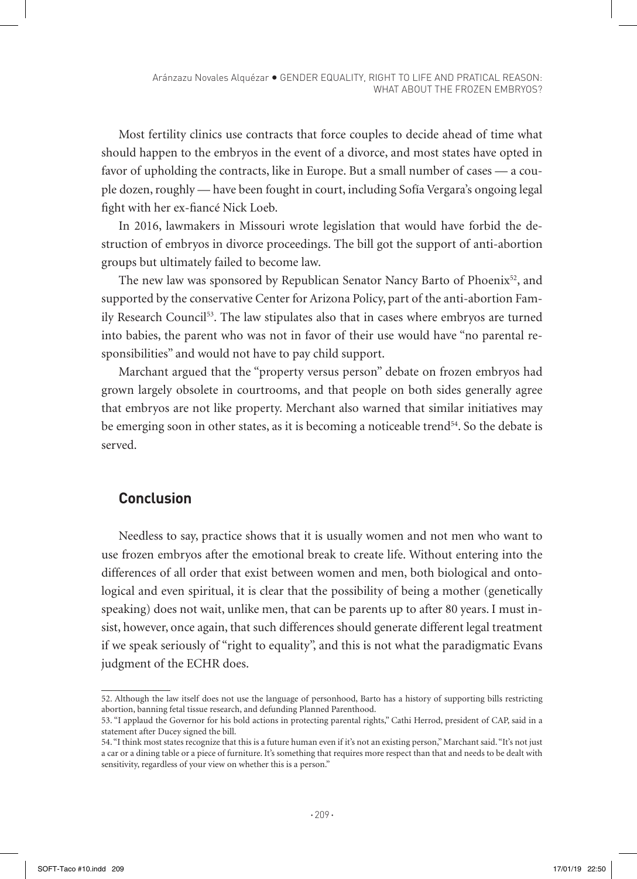Most fertility clinics use contracts that force couples to decide ahead of time what should happen to the embryos in the event of a divorce, and most states have opted in favor of upholding the contracts, like in Europe. But a small number of cases — a couple dozen, roughly — have been fought in court, including Sofía Vergara's ongoing legal fight with her ex-fiancé Nick Loeb.

In 2016, lawmakers in Missouri wrote legislation that would have forbid the destruction of embryos in divorce proceedings. The bill got the support of anti-abortion groups but ultimately failed to become law.

The new law was sponsored by Republican Senator Nancy Barto of Phoenix[52], and supported by the conservative Center for Arizona Policy, part of the anti-abortion Family Research Council[53]. The law stipulates also that in cases where embryos are turned into babies, the parent who was not in favor of their use would have "no parental responsibilities" and would not have to pay child support.

Marchant argued that the "property versus person" debate on frozen embryos had grown largely obsolete in courtrooms, and that people on both sides generally agree that embryos are not like property. Merchant also warned that similar initiatives may be emerging soon in other states, as it is becoming a noticeable trend[54]. So the debate is served.

## Conclusion

Needless to say, practice shows that it is usually women and not men who want to use frozen embryos after the emotional break to create life. Without entering into the differences of all order that exist between women and men, both biological and ontological and even spiritual, it is clear that the possibility of being a mother (genetically speaking) does not wait, unlike men, that can be parents up to after 80 years. I must insist, however, once again, that such differences should generate different legal treatment if we speak seriously of "right to equality", and this is not what the paradigmatic Evans judgment of the ECHR does.

---

52. Although the law itself does not use the language of personhood, Barto has a history of supporting bills restricting abortion, banning fetal tissue research, and defunding Planned Parenthood.

53. "I applaud the Governor for his bold actions in protecting parental rights," Cathi Herrod, president of CAP, said in a statement after Ducey signed the bill.

54. "I think most states recognize that this is a future human even if it's not an existing person," Marchant said. "It's not just a car or a dining table or a piece of furniture. It's something that requires more respect than that and needs to be dealt with sensitivity, regardless of your view on whether this is a person."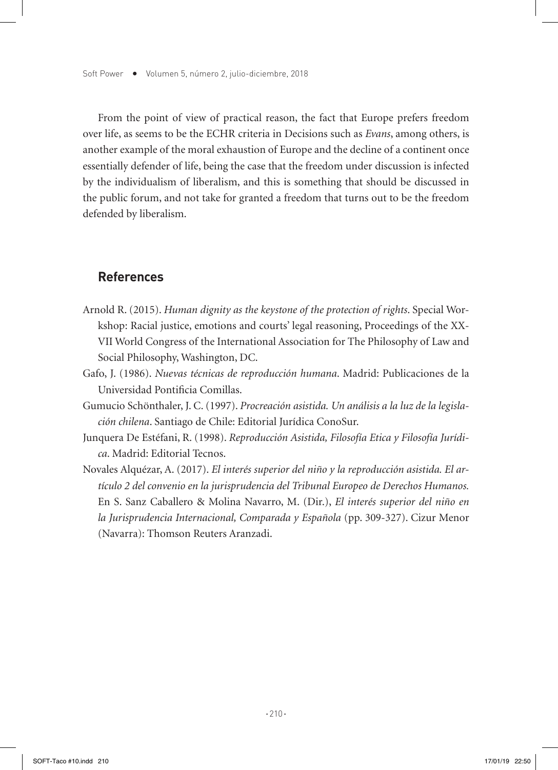From the point of view of practical reason, the fact that Europe prefers freedom over life, as seems to be the ECHR criteria in Decisions such as *Evans*, among others, is another example of the moral exhaustion of Europe and the decline of a continent once essentially defender of life, being the case that the freedom under discussion is infected by the individualism of liberalism, and this is something that should be discussed in the public forum, and not take for granted a freedom that turns out to be the freedom defended by liberalism.

## References

Arnold R. (2015). *Human dignity as the keystone of the protection of rights*. Special Workshop: Racial justice, emotions and courts' legal reasoning, Proceedings of the XXVII World Congress of the International Association for The Philosophy of Law and Social Philosophy, Washington, DC.

Gafo, J. (1986). *Nuevas técnicas de reproducción humana*. Madrid: Publicaciones de la Universidad Pontificia Comillas.

Gumucio Schönthaler, J. C. (1997). *Procreación asistida. Un análisis a la luz de la legislación chilena*. Santiago de Chile: Editorial Jurídica ConoSur.

Junquera De Estéfani, R. (1998). *Reproducción Asistida, Filosofía Etica y Filosofía Jurídica*. Madrid: Editorial Tecnos.

Novales Alquézar, A. (2017). *El interés superior del niño y la reproducción asistida. El artículo 2 del convenio en la jurisprudencia del Tribunal Europeo de Derechos Humanos.* En S. Sanz Caballero & Molina Navarro, M. (Dir.), *El interés superior del niño en la Jurisprudencia Internacional, Comparada y Española* (pp. 309-327). Cizur Menor (Navarra): Thomson Reuters Aranzadi.